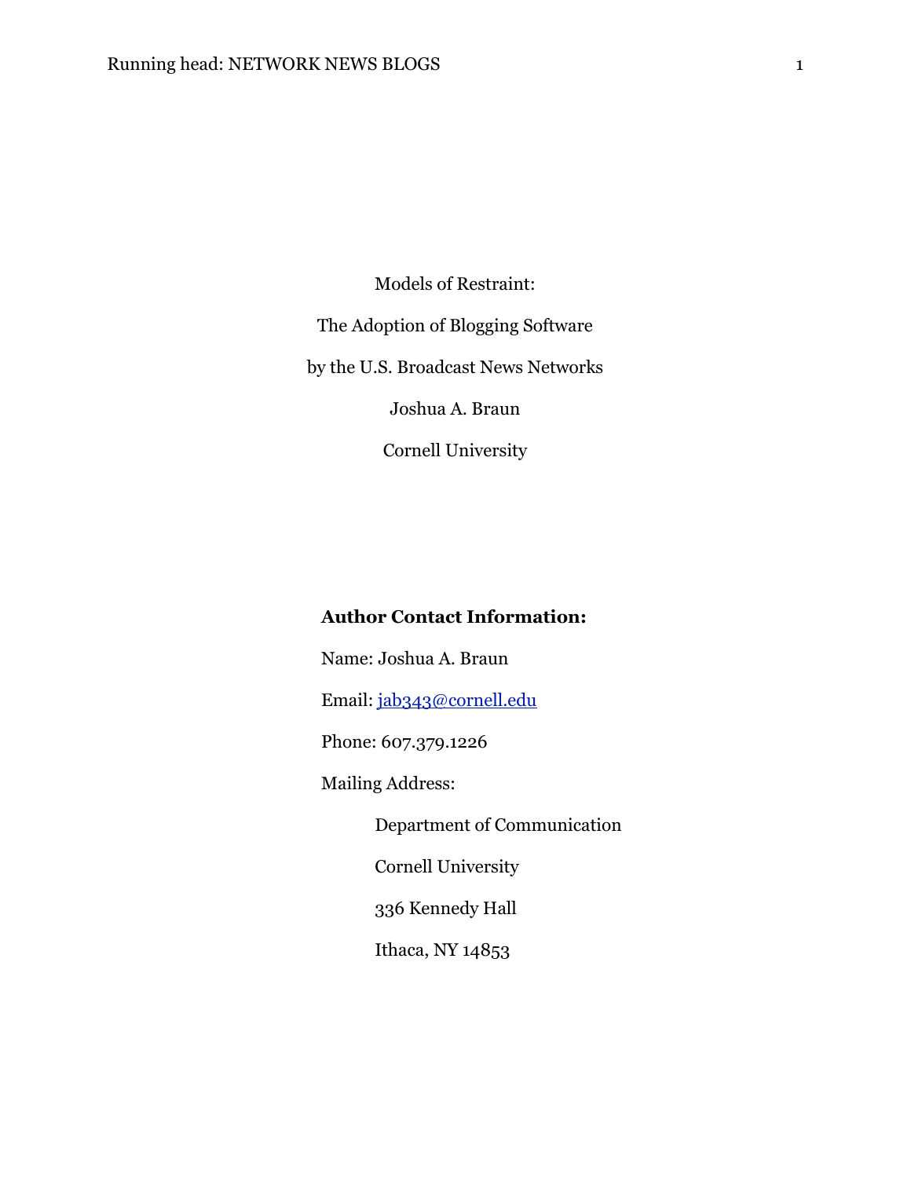# Models of Restraint:

# The Adoption of Blogging Software

# by the U.S. Broadcast News Networks

Joshua A. Braun

Cornell University

**Author Contact Information:**

Name: Joshua A. Braun

Email: jab343@cornell.edu

Phone: 607.379.1226

Mailing Address:

Department of Communication

Cornell University

336 Kennedy Hall

Ithaca, NY 14853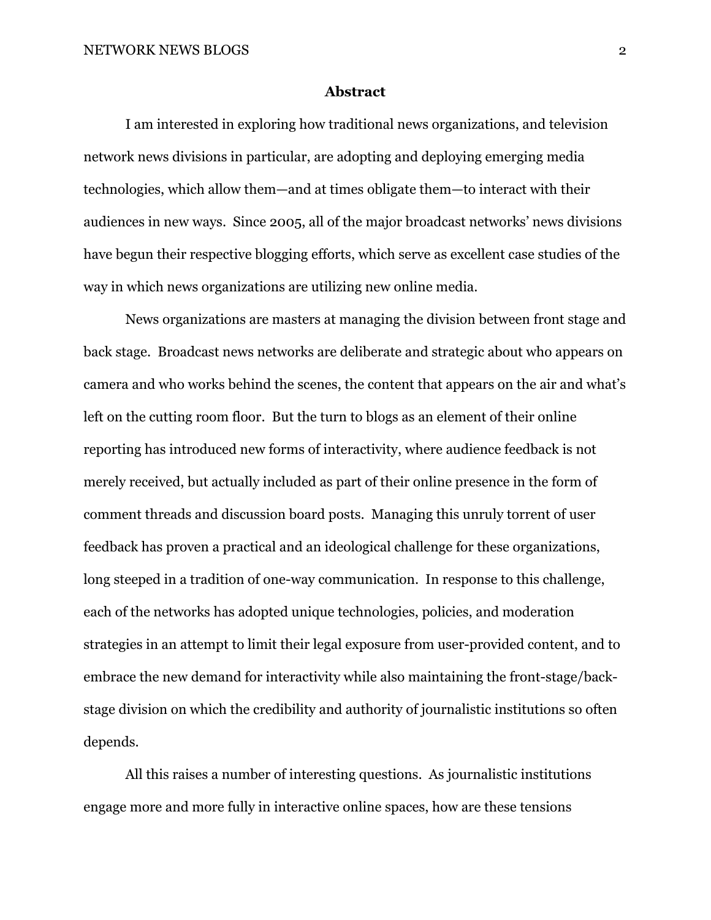## Abstract

I am interested in exploring how traditional news organizations, and television network news divisions in particular, are adopting and deploying emerging media technologies, which allow them—and at times obligate them—to interact with their audiences in new ways. Since 2005, all of the major broadcast networks' news divisions have begun their respective blogging efforts, which serve as excellent case studies of the way in which news organizations are utilizing new online media.

News organizations are masters at managing the division between front stage and back stage. Broadcast news networks are deliberate and strategic about who appears on camera and who works behind the scenes, the content that appears on the air and what's left on the cutting room floor. But the turn to blogs as an element of their online reporting has introduced new forms of interactivity, where audience feedback is not merely received, but actually included as part of their online presence in the form of comment threads and discussion board posts. Managing this unruly torrent of user feedback has proven a practical and an ideological challenge for these organizations, long steeped in a tradition of one-way communication. In response to this challenge, each of the networks has adopted unique technologies, policies, and moderation strategies in an attempt to limit their legal exposure from user-provided content, and to embrace the new demand for interactivity while also maintaining the front-stage/back-stage division on which the credibility and authority of journalistic institutions so often depends.

All this raises a number of interesting questions. As journalistic institutions engage more and more fully in interactive online spaces, how are these tensions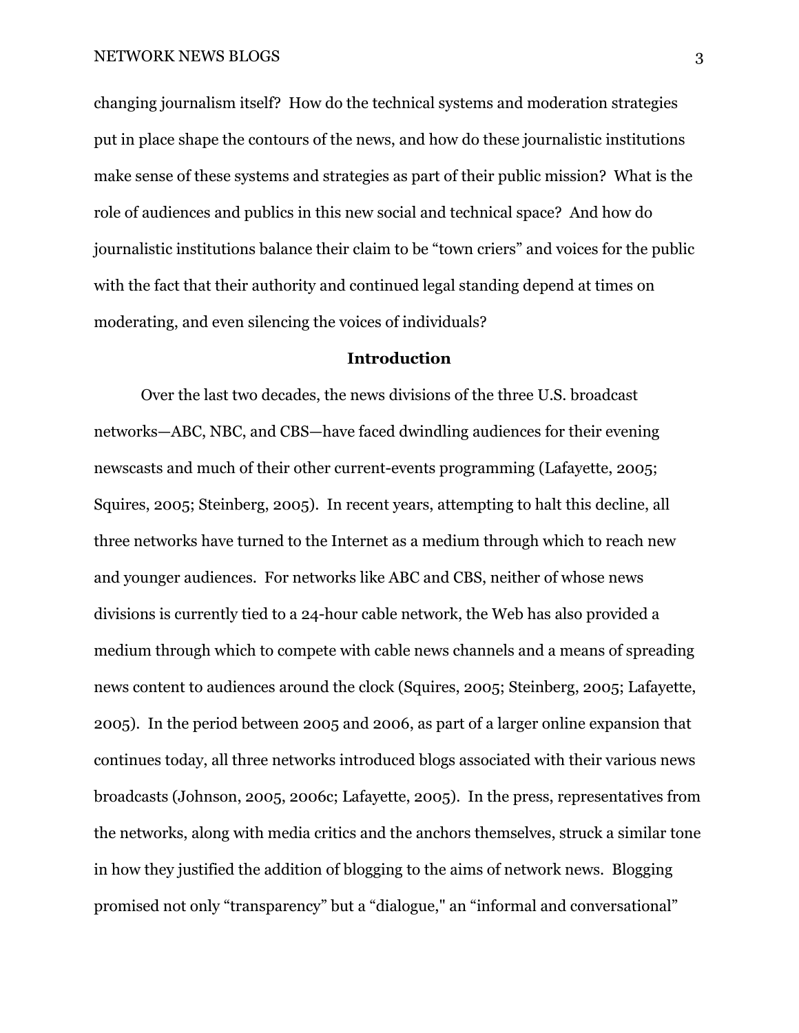changing journalism itself? How do the technical systems and moderation strategies put in place shape the contours of the news, and how do these journalistic institutions make sense of these systems and strategies as part of their public mission? What is the role of audiences and publics in this new social and technical space? And how do journalistic institutions balance their claim to be "town criers" and voices for the public with the fact that their authority and continued legal standing depend at times on moderating, and even silencing the voices of individuals?

## Introduction

Over the last two decades, the news divisions of the three U.S. broadcast networks—ABC, NBC, and CBS—have faced dwindling audiences for their evening newscasts and much of their other current-events programming (Lafayette, 2005; Squires, 2005; Steinberg, 2005). In recent years, attempting to halt this decline, all three networks have turned to the Internet as a medium through which to reach new and younger audiences. For networks like ABC and CBS, neither of whose news divisions is currently tied to a 24-hour cable network, the Web has also provided a medium through which to compete with cable news channels and a means of spreading news content to audiences around the clock (Squires, 2005; Steinberg, 2005; Lafayette, 2005). In the period between 2005 and 2006, as part of a larger online expansion that continues today, all three networks introduced blogs associated with their various news broadcasts (Johnson, 2005, 2006c; Lafayette, 2005). In the press, representatives from the networks, along with media critics and the anchors themselves, struck a similar tone in how they justified the addition of blogging to the aims of network news. Blogging promised not only "transparency" but a "dialogue," an "informal and conversational"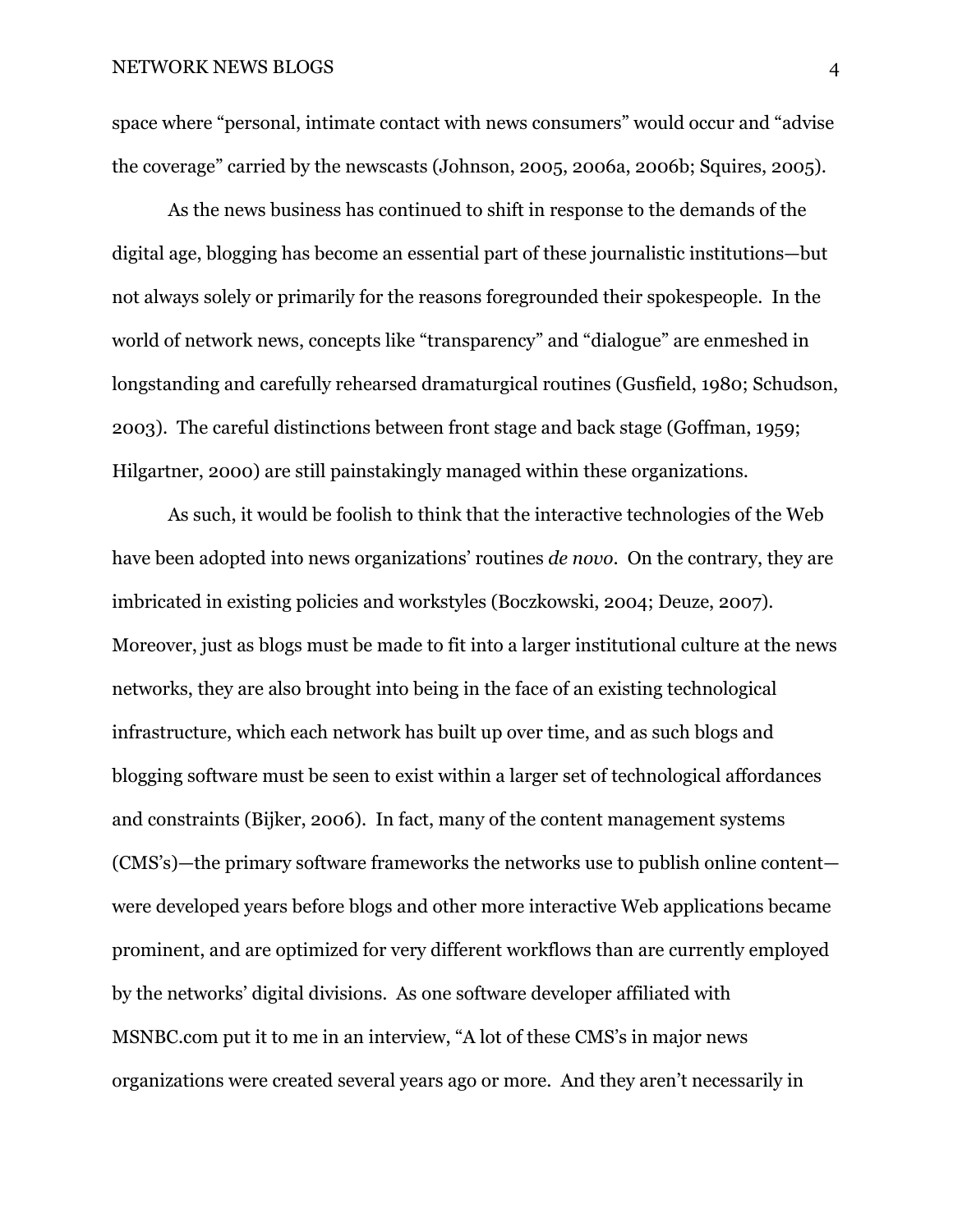space where "personal, intimate contact with news consumers" would occur and "advise the coverage" carried by the newscasts (Johnson, 2005, 2006a, 2006b; Squires, 2005).

As the news business has continued to shift in response to the demands of the digital age, blogging has become an essential part of these journalistic institutions—but not always solely or primarily for the reasons foregrounded their spokespeople. In the world of network news, concepts like "transparency" and "dialogue" are enmeshed in longstanding and carefully rehearsed dramaturgical routines (Gusfield, 1980; Schudson, 2003). The careful distinctions between front stage and back stage (Goffman, 1959; Hilgartner, 2000) are still painstakingly managed within these organizations.

As such, it would be foolish to think that the interactive technologies of the Web have been adopted into news organizations' routines *de novo*. On the contrary, they are imbricated in existing policies and workstyles (Boczkowski, 2004; Deuze, 2007). Moreover, just as blogs must be made to fit into a larger institutional culture at the news networks, they are also brought into being in the face of an existing technological infrastructure, which each network has built up over time, and as such blogs and blogging software must be seen to exist within a larger set of technological affordances and constraints (Bijker, 2006). In fact, many of the content management systems (CMS's)—the primary software frameworks the networks use to publish online content—were developed years before blogs and other more interactive Web applications became prominent, and are optimized for very different workflows than are currently employed by the networks' digital divisions. As one software developer affiliated with MSNBC.com put it to me in an interview, "A lot of these CMS's in major news organizations were created several years ago or more. And they aren't necessarily in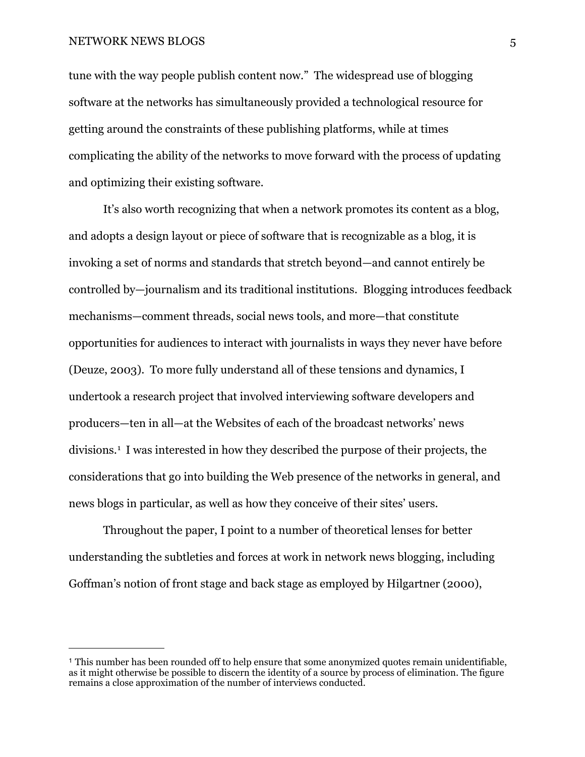tune with the way people publish content now." The widespread use of blogging software at the networks has simultaneously provided a technological resource for getting around the constraints of these publishing platforms, while at times complicating the ability of the networks to move forward with the process of updating and optimizing their existing software.

It's also worth recognizing that when a network promotes its content as a blog, and adopts a design layout or piece of software that is recognizable as a blog, it is invoking a set of norms and standards that stretch beyond—and cannot entirely be controlled by—journalism and its traditional institutions. Blogging introduces feedback mechanisms—comment threads, social news tools, and more—that constitute opportunities for audiences to interact with journalists in ways they never have before (Deuze, 2003). To more fully understand all of these tensions and dynamics, I undertook a research project that involved interviewing software developers and producers—ten in all—at the Websites of each of the broadcast networks' news divisions.[1] I was interested in how they described the purpose of their projects, the considerations that go into building the Web presence of the networks in general, and news blogs in particular, as well as how they conceive of their sites' users.

Throughout the paper, I point to a number of theoretical lenses for better understanding the subtleties and forces at work in network news blogging, including Goffman's notion of front stage and back stage as employed by Hilgartner (2000),

---

[1] This number has been rounded off to help ensure that some anonymized quotes remain unidentifiable, as it might otherwise be possible to discern the identity of a source by process of elimination. The figure remains a close approximation of the number of interviews conducted.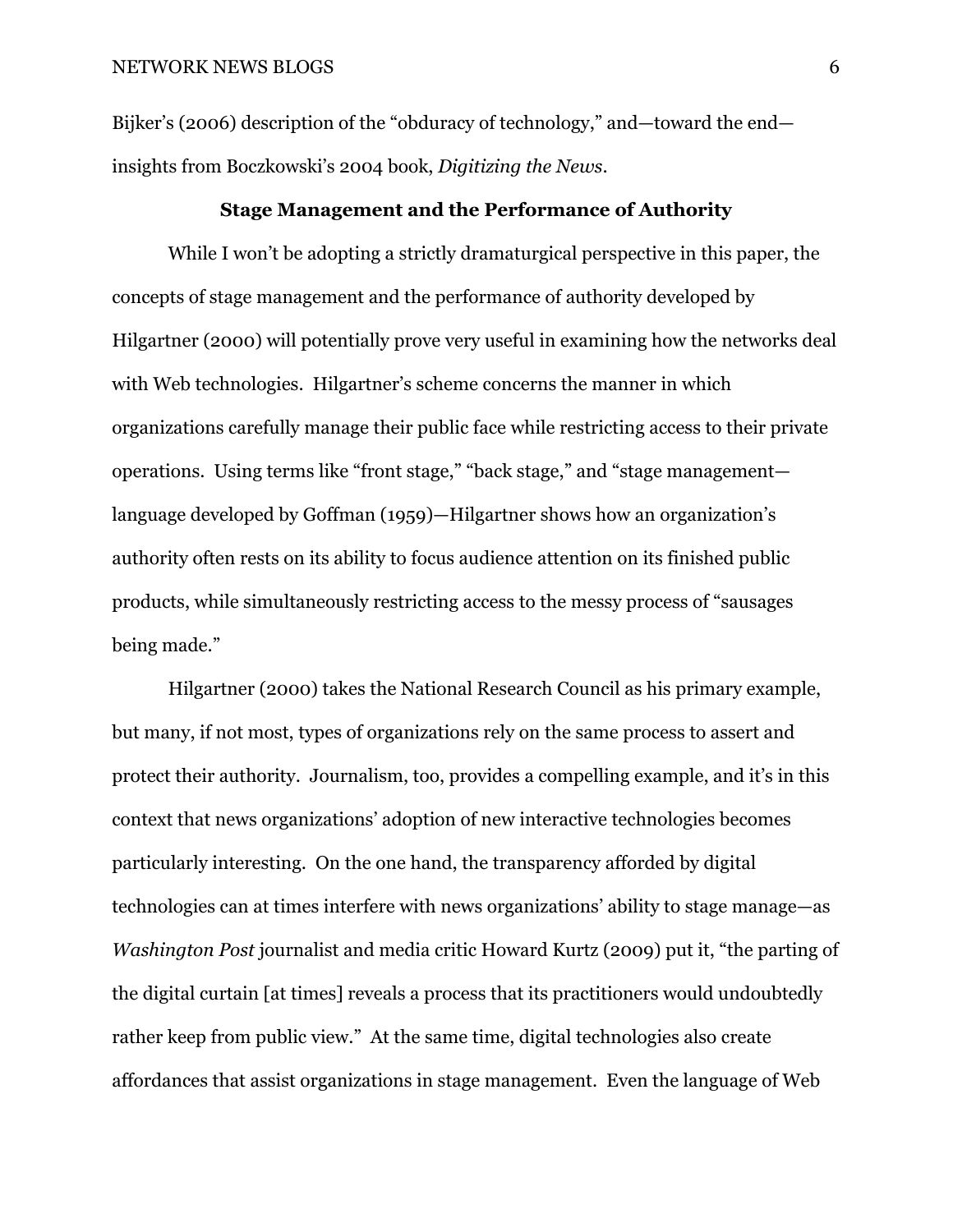Bijker's (2006) description of the "obduracy of technology," and—toward the end—insights from Boczkowski's 2004 book, *Digitizing the News*.

## Stage Management and the Performance of Authority

While I won't be adopting a strictly dramaturgical perspective in this paper, the concepts of stage management and the performance of authority developed by Hilgartner (2000) will potentially prove very useful in examining how the networks deal with Web technologies. Hilgartner's scheme concerns the manner in which organizations carefully manage their public face while restricting access to their private operations. Using terms like "front stage," "back stage," and "stage management—language developed by Goffman (1959)—Hilgartner shows how an organization's authority often rests on its ability to focus audience attention on its finished public products, while simultaneously restricting access to the messy process of "sausages being made."

Hilgartner (2000) takes the National Research Council as his primary example, but many, if not most, types of organizations rely on the same process to assert and protect their authority. Journalism, too, provides a compelling example, and it's in this context that news organizations' adoption of new interactive technologies becomes particularly interesting. On the one hand, the transparency afforded by digital technologies can at times interfere with news organizations' ability to stage manage—as *Washington Post* journalist and media critic Howard Kurtz (2009) put it, "the parting of the digital curtain [at times] reveals a process that its practitioners would undoubtedly rather keep from public view." At the same time, digital technologies also create affordances that assist organizations in stage management. Even the language of Web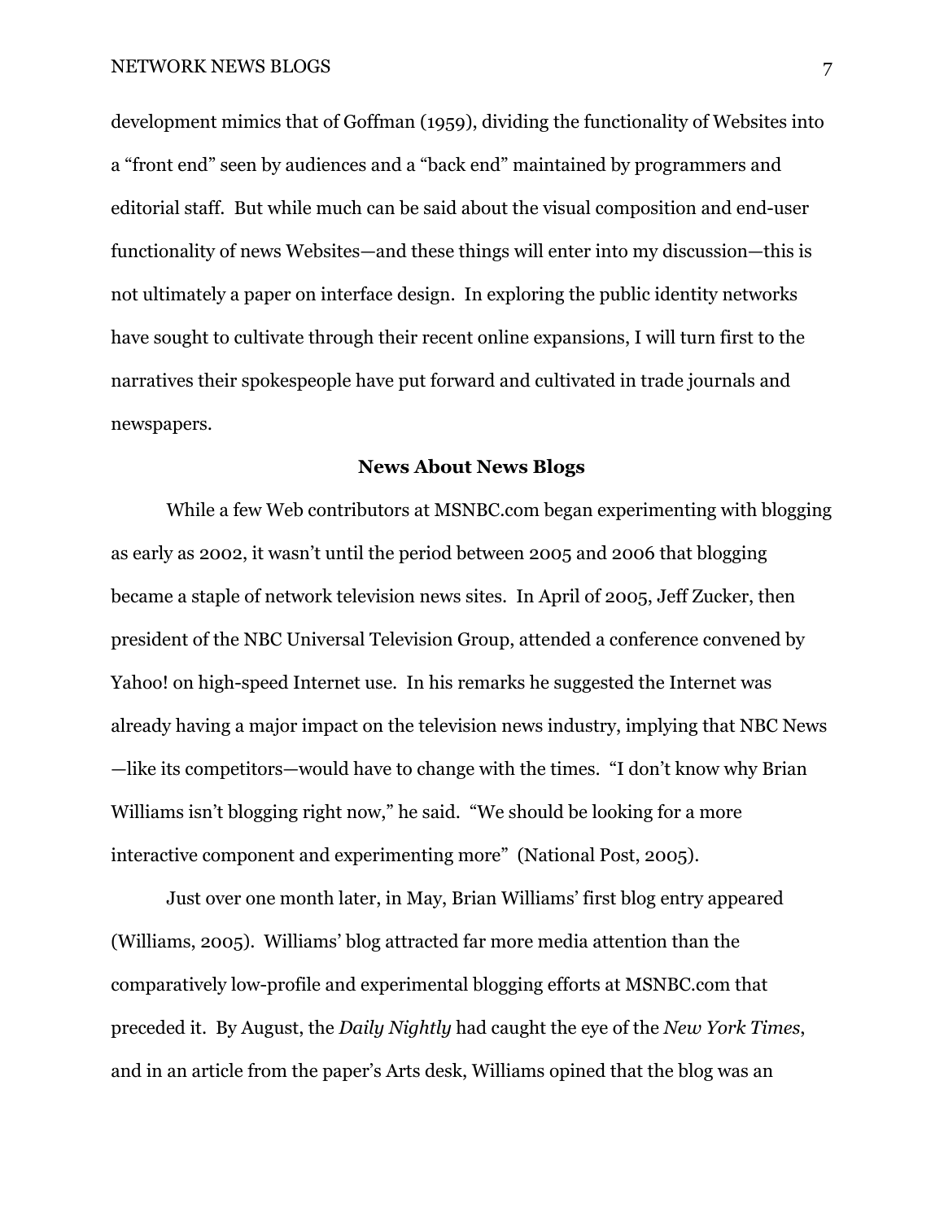development mimics that of Goffman (1959), dividing the functionality of Websites into a "front end" seen by audiences and a "back end" maintained by programmers and editorial staff. But while much can be said about the visual composition and end-user functionality of news Websites—and these things will enter into my discussion—this is not ultimately a paper on interface design. In exploring the public identity networks have sought to cultivate through their recent online expansions, I will turn first to the narratives their spokespeople have put forward and cultivated in trade journals and newspapers.

## News About News Blogs

While a few Web contributors at MSNBC.com began experimenting with blogging as early as 2002, it wasn't until the period between 2005 and 2006 that blogging became a staple of network television news sites. In April of 2005, Jeff Zucker, then president of the NBC Universal Television Group, attended a conference convened by Yahoo! on high-speed Internet use. In his remarks he suggested the Internet was already having a major impact on the television news industry, implying that NBC News—like its competitors—would have to change with the times. "I don't know why Brian Williams isn't blogging right now," he said. "We should be looking for a more interactive component and experimenting more" (National Post, 2005).

Just over one month later, in May, Brian Williams' first blog entry appeared (Williams, 2005). Williams' blog attracted far more media attention than the comparatively low-profile and experimental blogging efforts at MSNBC.com that preceded it. By August, the *Daily Nightly* had caught the eye of the *New York Times*, and in an article from the paper's Arts desk, Williams opined that the blog was an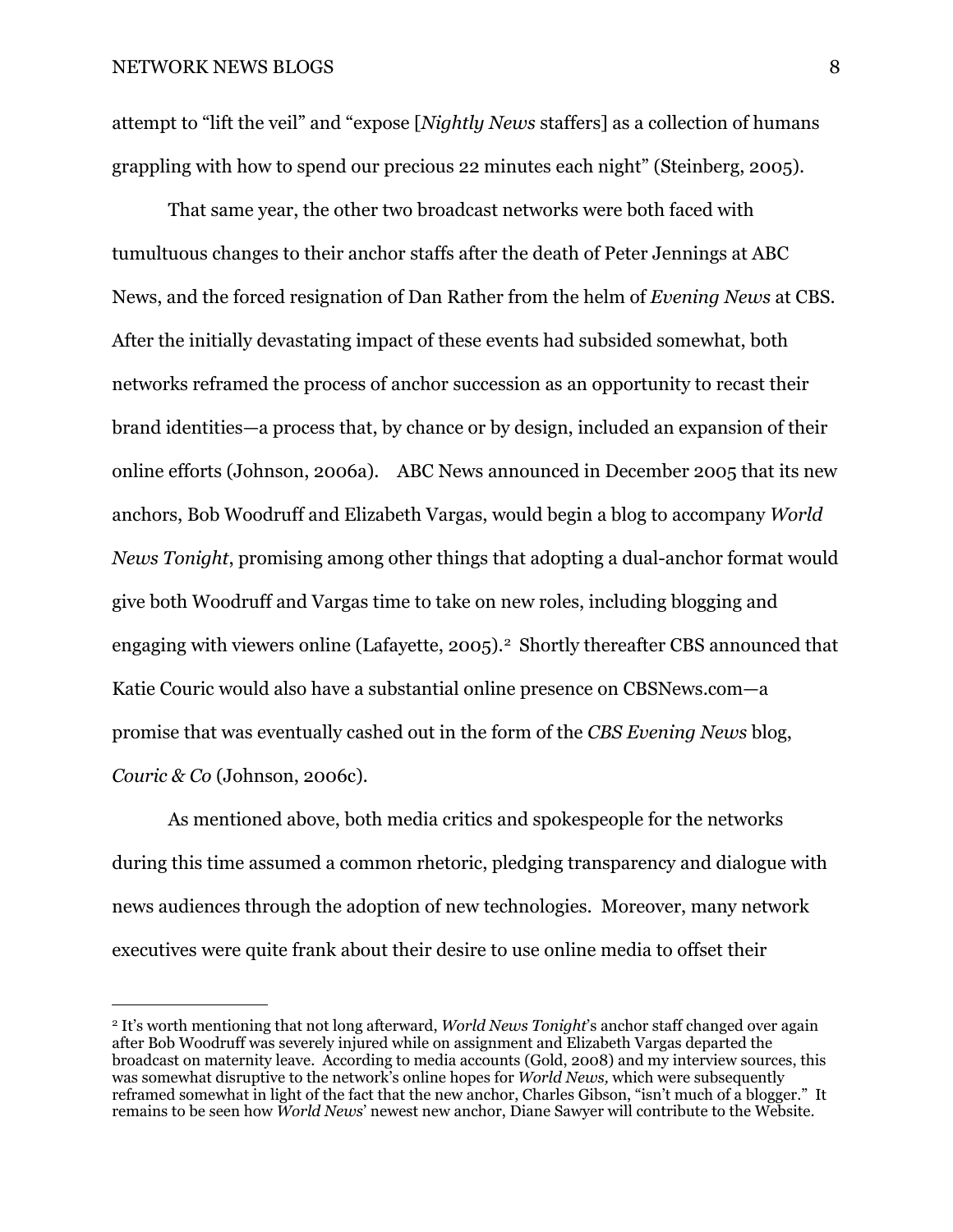attempt to "lift the veil" and "expose [*Nightly News* staffers] as a collection of humans grappling with how to spend our precious 22 minutes each night" (Steinberg, 2005).

That same year, the other two broadcast networks were both faced with tumultuous changes to their anchor staffs after the death of Peter Jennings at ABC News, and the forced resignation of Dan Rather from the helm of *Evening News* at CBS. After the initially devastating impact of these events had subsided somewhat, both networks reframed the process of anchor succession as an opportunity to recast their brand identities—a process that, by chance or by design, included an expansion of their online efforts (Johnson, 2006a). ABC News announced in December 2005 that its new anchors, Bob Woodruff and Elizabeth Vargas, would begin a blog to accompany *World News Tonight*, promising among other things that adopting a dual-anchor format would give both Woodruff and Vargas time to take on new roles, including blogging and engaging with viewers online (Lafayette, 2005).[2] Shortly thereafter CBS announced that Katie Couric would also have a substantial online presence on CBSNews.com—a promise that was eventually cashed out in the form of the *CBS Evening News* blog, *Couric & Co* (Johnson, 2006c).

As mentioned above, both media critics and spokespeople for the networks during this time assumed a common rhetoric, pledging transparency and dialogue with news audiences through the adoption of new technologies. Moreover, many network executives were quite frank about their desire to use online media to offset their

---

[2] It's worth mentioning that not long afterward, *World News Tonight*'s anchor staff changed over again after Bob Woodruff was severely injured while on assignment and Elizabeth Vargas departed the broadcast on maternity leave. According to media accounts (Gold, 2008) and my interview sources, this was somewhat disruptive to the network's online hopes for *World News,* which were subsequently reframed somewhat in light of the fact that the new anchor, Charles Gibson, "isn't much of a blogger." It remains to be seen how *World News*' newest new anchor, Diane Sawyer will contribute to the Website.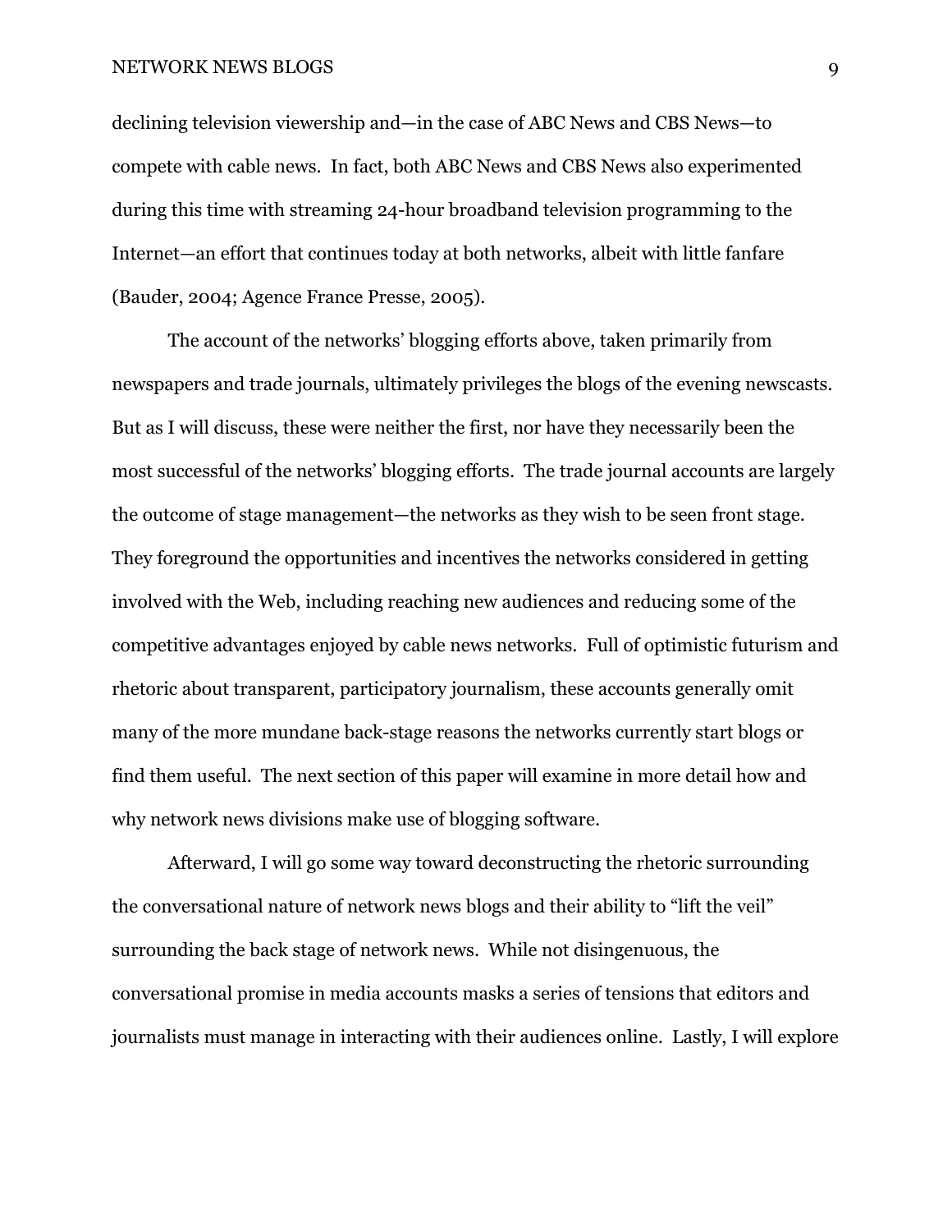declining television viewership and—in the case of ABC News and CBS News—to compete with cable news. In fact, both ABC News and CBS News also experimented during this time with streaming 24-hour broadband television programming to the Internet—an effort that continues today at both networks, albeit with little fanfare (Bauder, 2004; Agence France Presse, 2005).

The account of the networks' blogging efforts above, taken primarily from newspapers and trade journals, ultimately privileges the blogs of the evening newscasts. But as I will discuss, these were neither the first, nor have they necessarily been the most successful of the networks' blogging efforts. The trade journal accounts are largely the outcome of stage management—the networks as they wish to be seen front stage. They foreground the opportunities and incentives the networks considered in getting involved with the Web, including reaching new audiences and reducing some of the competitive advantages enjoyed by cable news networks. Full of optimistic futurism and rhetoric about transparent, participatory journalism, these accounts generally omit many of the more mundane back-stage reasons the networks currently start blogs or find them useful. The next section of this paper will examine in more detail how and why network news divisions make use of blogging software.

Afterward, I will go some way toward deconstructing the rhetoric surrounding the conversational nature of network news blogs and their ability to "lift the veil" surrounding the back stage of network news. While not disingenuous, the conversational promise in media accounts masks a series of tensions that editors and journalists must manage in interacting with their audiences online. Lastly, I will explore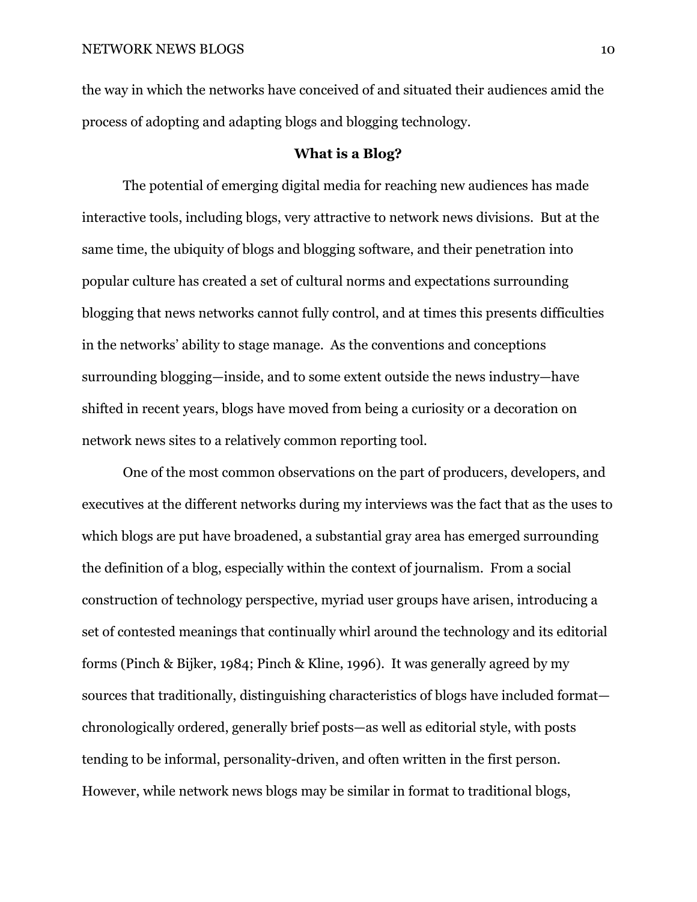the way in which the networks have conceived of and situated their audiences amid the process of adopting and adapting blogs and blogging technology.

## What is a Blog?

The potential of emerging digital media for reaching new audiences has made interactive tools, including blogs, very attractive to network news divisions. But at the same time, the ubiquity of blogs and blogging software, and their penetration into popular culture has created a set of cultural norms and expectations surrounding blogging that news networks cannot fully control, and at times this presents difficulties in the networks' ability to stage manage. As the conventions and conceptions surrounding blogging—inside, and to some extent outside the news industry—have shifted in recent years, blogs have moved from being a curiosity or a decoration on network news sites to a relatively common reporting tool.

One of the most common observations on the part of producers, developers, and executives at the different networks during my interviews was the fact that as the uses to which blogs are put have broadened, a substantial gray area has emerged surrounding the definition of a blog, especially within the context of journalism. From a social construction of technology perspective, myriad user groups have arisen, introducing a set of contested meanings that continually whirl around the technology and its editorial forms (Pinch & Bijker, 1984; Pinch & Kline, 1996). It was generally agreed by my sources that traditionally, distinguishing characteristics of blogs have included format—chronologically ordered, generally brief posts—as well as editorial style, with posts tending to be informal, personality-driven, and often written in the first person. However, while network news blogs may be similar in format to traditional blogs,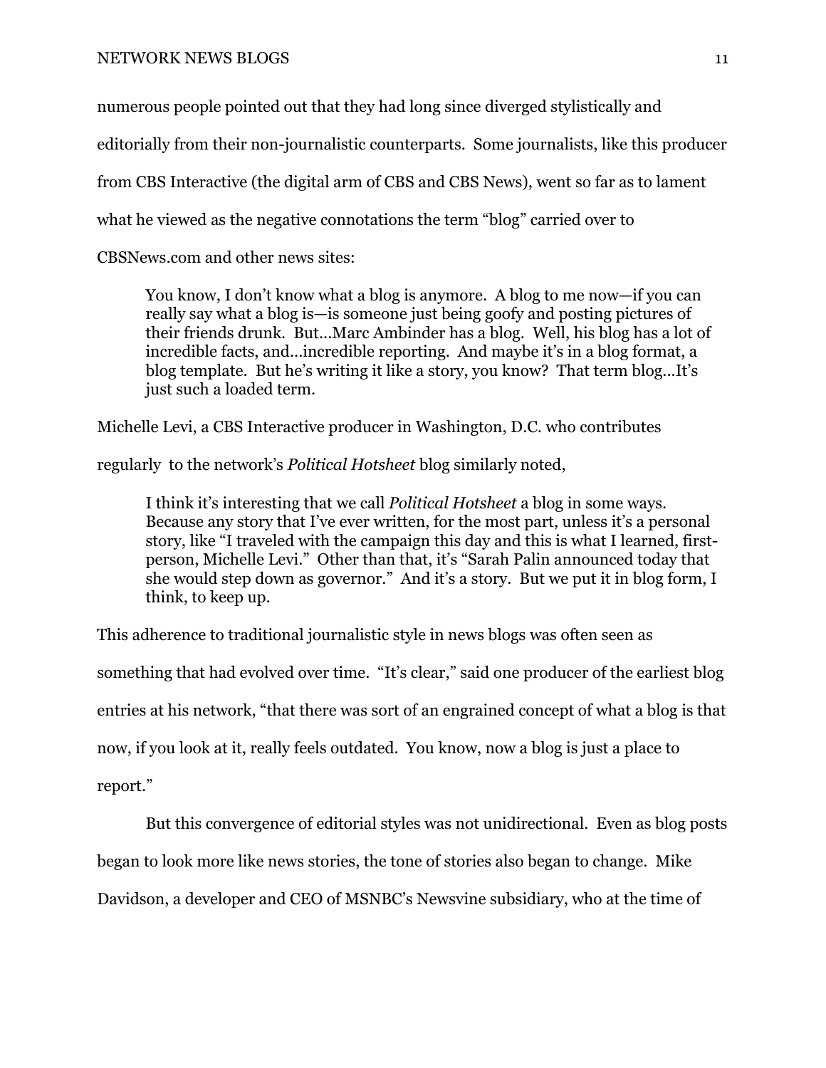numerous people pointed out that they had long since diverged stylistically and editorially from their non-journalistic counterparts. Some journalists, like this producer from CBS Interactive (the digital arm of CBS and CBS News), went so far as to lament what he viewed as the negative connotations the term "blog" carried over to CBSNews.com and other news sites:

> You know, I don't know what a blog is anymore. A blog to me now—if you can really say what a blog is—is someone just being goofy and posting pictures of their friends drunk. But…Marc Ambinder has a blog. Well, his blog has a lot of incredible facts, and…incredible reporting. And maybe it's in a blog format, a blog template. But he's writing it like a story, you know? That term blog…It's just such a loaded term.

Michelle Levi, a CBS Interactive producer in Washington, D.C. who contributes regularly to the network's *Political Hotsheet* blog similarly noted,

> I think it's interesting that we call *Political Hotsheet* a blog in some ways. Because any story that I've ever written, for the most part, unless it's a personal story, like "I traveled with the campaign this day and this is what I learned, first-person, Michelle Levi." Other than that, it's "Sarah Palin announced today that she would step down as governor." And it's a story. But we put it in blog form, I think, to keep up.

This adherence to traditional journalistic style in news blogs was often seen as something that had evolved over time. "It's clear," said one producer of the earliest blog entries at his network, "that there was sort of an engrained concept of what a blog is that now, if you look at it, really feels outdated. You know, now a blog is just a place to report."

But this convergence of editorial styles was not unidirectional. Even as blog posts began to look more like news stories, the tone of stories also began to change. Mike Davidson, a developer and CEO of MSNBC's Newsvine subsidiary, who at the time of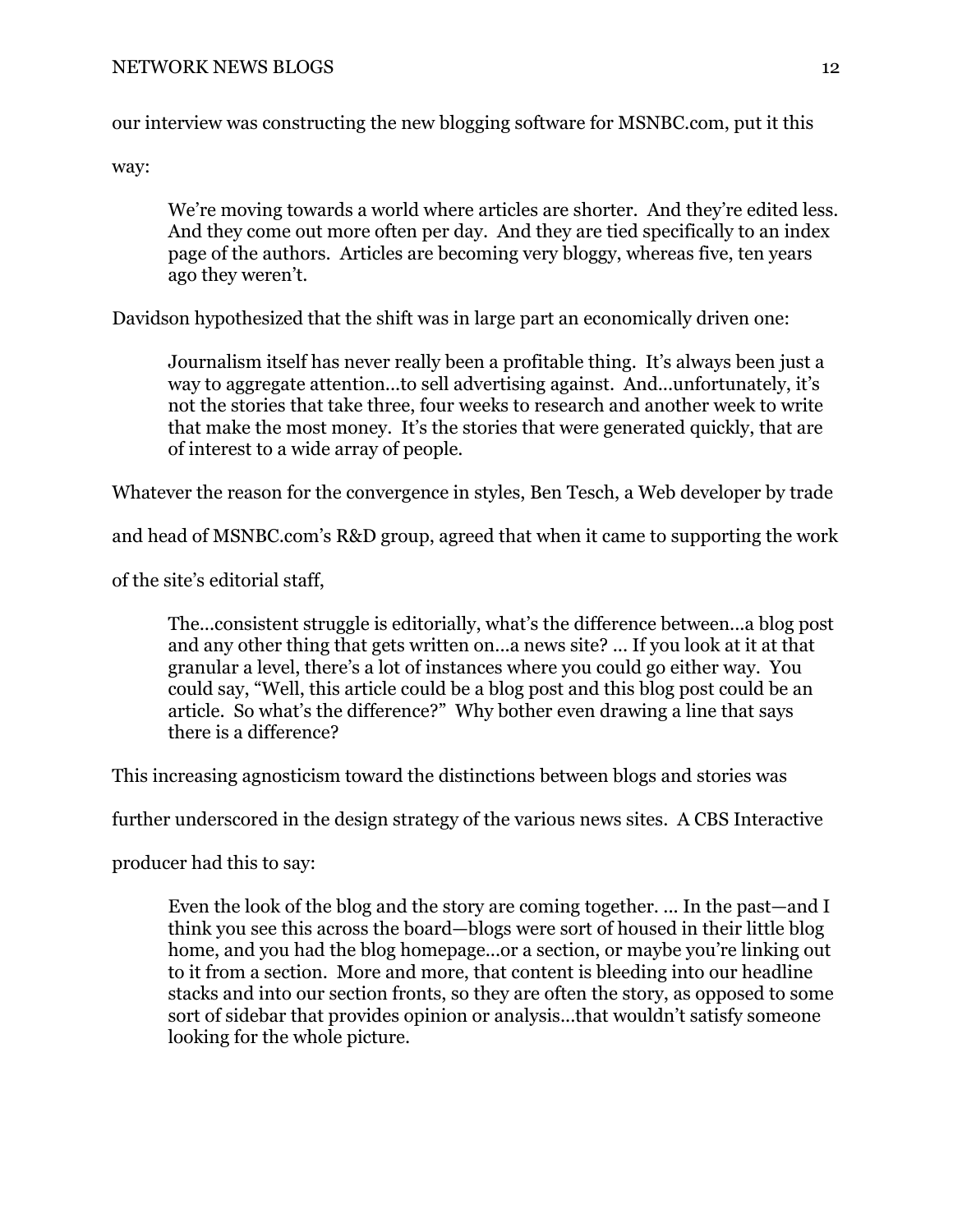our interview was constructing the new blogging software for MSNBC.com, put it this way:

> We're moving towards a world where articles are shorter. And they're edited less. And they come out more often per day. And they are tied specifically to an index page of the authors. Articles are becoming very bloggy, whereas five, ten years ago they weren't.

Davidson hypothesized that the shift was in large part an economically driven one:

> Journalism itself has never really been a profitable thing. It's always been just a way to aggregate attention…to sell advertising against. And…unfortunately, it's not the stories that take three, four weeks to research and another week to write that make the most money. It's the stories that were generated quickly, that are of interest to a wide array of people.

Whatever the reason for the convergence in styles, Ben Tesch, a Web developer by trade and head of MSNBC.com's R&D group, agreed that when it came to supporting the work of the site's editorial staff,

> The…consistent struggle is editorially, what's the difference between…a blog post and any other thing that gets written on…a news site? … If you look at it at that granular a level, there's a lot of instances where you could go either way. You could say, "Well, this article could be a blog post and this blog post could be an article. So what's the difference?" Why bother even drawing a line that says there is a difference?

This increasing agnosticism toward the distinctions between blogs and stories was further underscored in the design strategy of the various news sites. A CBS Interactive producer had this to say:

> Even the look of the blog and the story are coming together. … In the past—and I think you see this across the board—blogs were sort of housed in their little blog home, and you had the blog homepage…or a section, or maybe you're linking out to it from a section. More and more, that content is bleeding into our headline stacks and into our section fronts, so they are often the story, as opposed to some sort of sidebar that provides opinion or analysis…that wouldn't satisfy someone looking for the whole picture.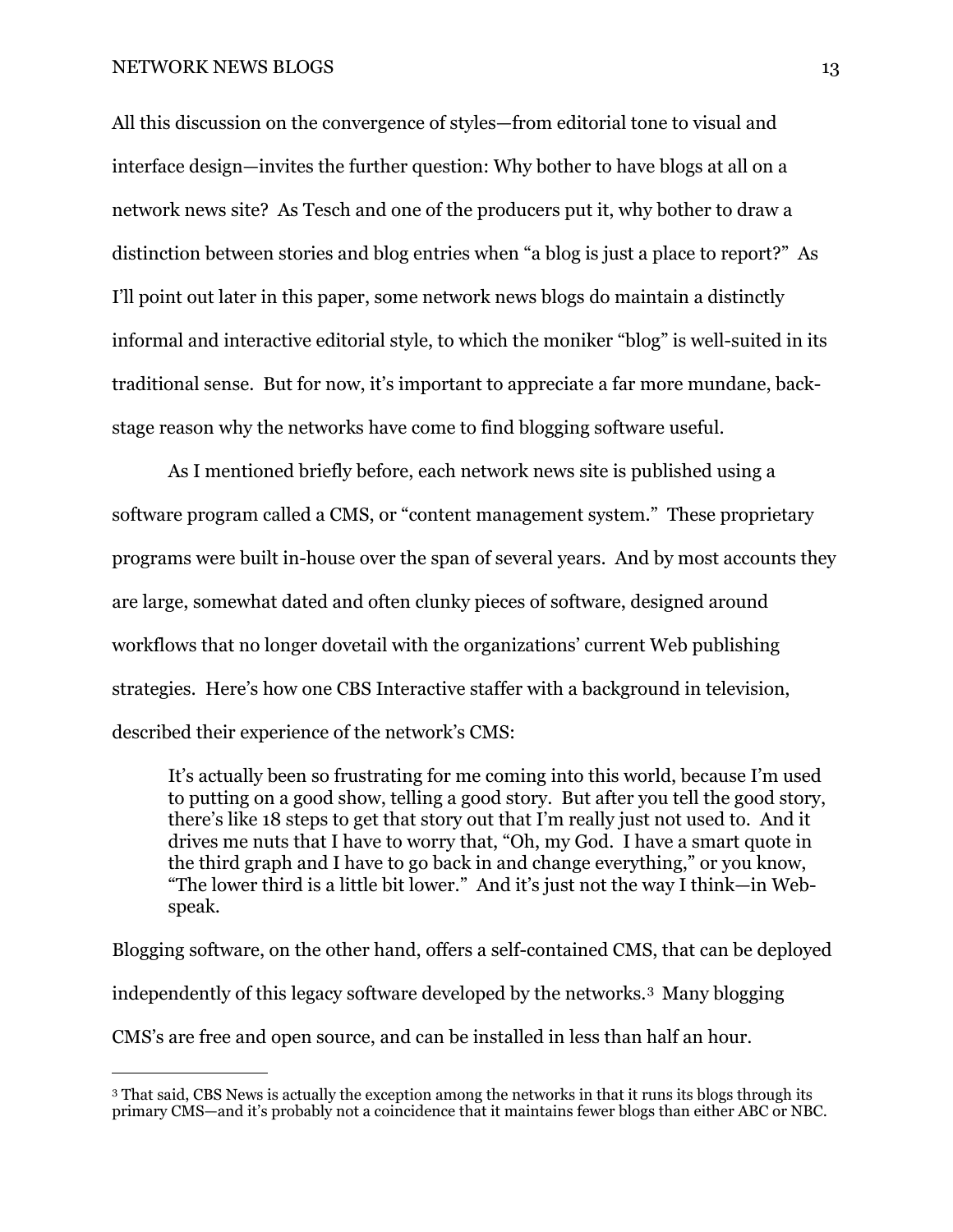All this discussion on the convergence of styles—from editorial tone to visual and interface design—invites the further question: Why bother to have blogs at all on a network news site? As Tesch and one of the producers put it, why bother to draw a distinction between stories and blog entries when "a blog is just a place to report?" As I'll point out later in this paper, some network news blogs do maintain a distinctly informal and interactive editorial style, to which the moniker "blog" is well-suited in its traditional sense. But for now, it's important to appreciate a far more mundane, back-stage reason why the networks have come to find blogging software useful.

As I mentioned briefly before, each network news site is published using a software program called a CMS, or "content management system." These proprietary programs were built in-house over the span of several years. And by most accounts they are large, somewhat dated and often clunky pieces of software, designed around workflows that no longer dovetail with the organizations' current Web publishing strategies. Here's how one CBS Interactive staffer with a background in television, described their experience of the network's CMS:

> It's actually been so frustrating for me coming into this world, because I'm used to putting on a good show, telling a good story. But after you tell the good story, there's like 18 steps to get that story out that I'm really just not used to. And it drives me nuts that I have to worry that, "Oh, my God. I have a smart quote in the third graph and I have to go back in and change everything," or you know, "The lower third is a little bit lower." And it's just not the way I think—in Web-speak.

Blogging software, on the other hand, offers a self-contained CMS, that can be deployed independently of this legacy software developed by the networks.[3] Many blogging CMS's are free and open source, and can be installed in less than half an hour.

---

[3] That said, CBS News is actually the exception among the networks in that it runs its blogs through its primary CMS—and it's probably not a coincidence that it maintains fewer blogs than either ABC or NBC.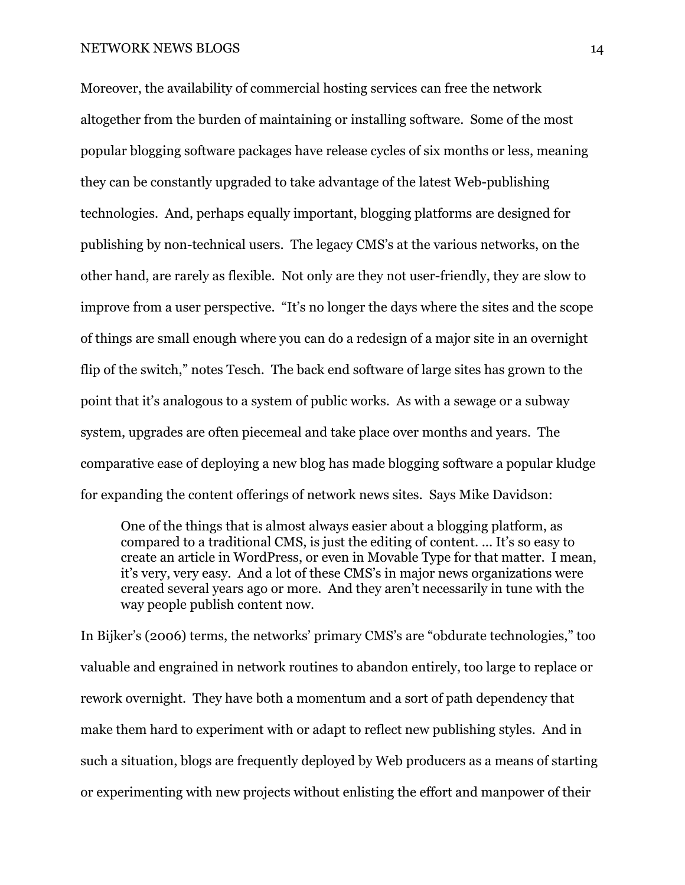Moreover, the availability of commercial hosting services can free the network altogether from the burden of maintaining or installing software. Some of the most popular blogging software packages have release cycles of six months or less, meaning they can be constantly upgraded to take advantage of the latest Web-publishing technologies. And, perhaps equally important, blogging platforms are designed for publishing by non-technical users. The legacy CMS's at the various networks, on the other hand, are rarely as flexible. Not only are they not user-friendly, they are slow to improve from a user perspective. "It's no longer the days where the sites and the scope of things are small enough where you can do a redesign of a major site in an overnight flip of the switch," notes Tesch. The back end software of large sites has grown to the point that it's analogous to a system of public works. As with a sewage or a subway system, upgrades are often piecemeal and take place over months and years. The comparative ease of deploying a new blog has made blogging software a popular kludge for expanding the content offerings of network news sites. Says Mike Davidson:

> One of the things that is almost always easier about a blogging platform, as compared to a traditional CMS, is just the editing of content. … It's so easy to create an article in WordPress, or even in Movable Type for that matter. I mean, it's very, very easy. And a lot of these CMS's in major news organizations were created several years ago or more. And they aren't necessarily in tune with the way people publish content now.

In Bijker's (2006) terms, the networks' primary CMS's are "obdurate technologies," too valuable and engrained in network routines to abandon entirely, too large to replace or rework overnight. They have both a momentum and a sort of path dependency that make them hard to experiment with or adapt to reflect new publishing styles. And in such a situation, blogs are frequently deployed by Web producers as a means of starting or experimenting with new projects without enlisting the effort and manpower of their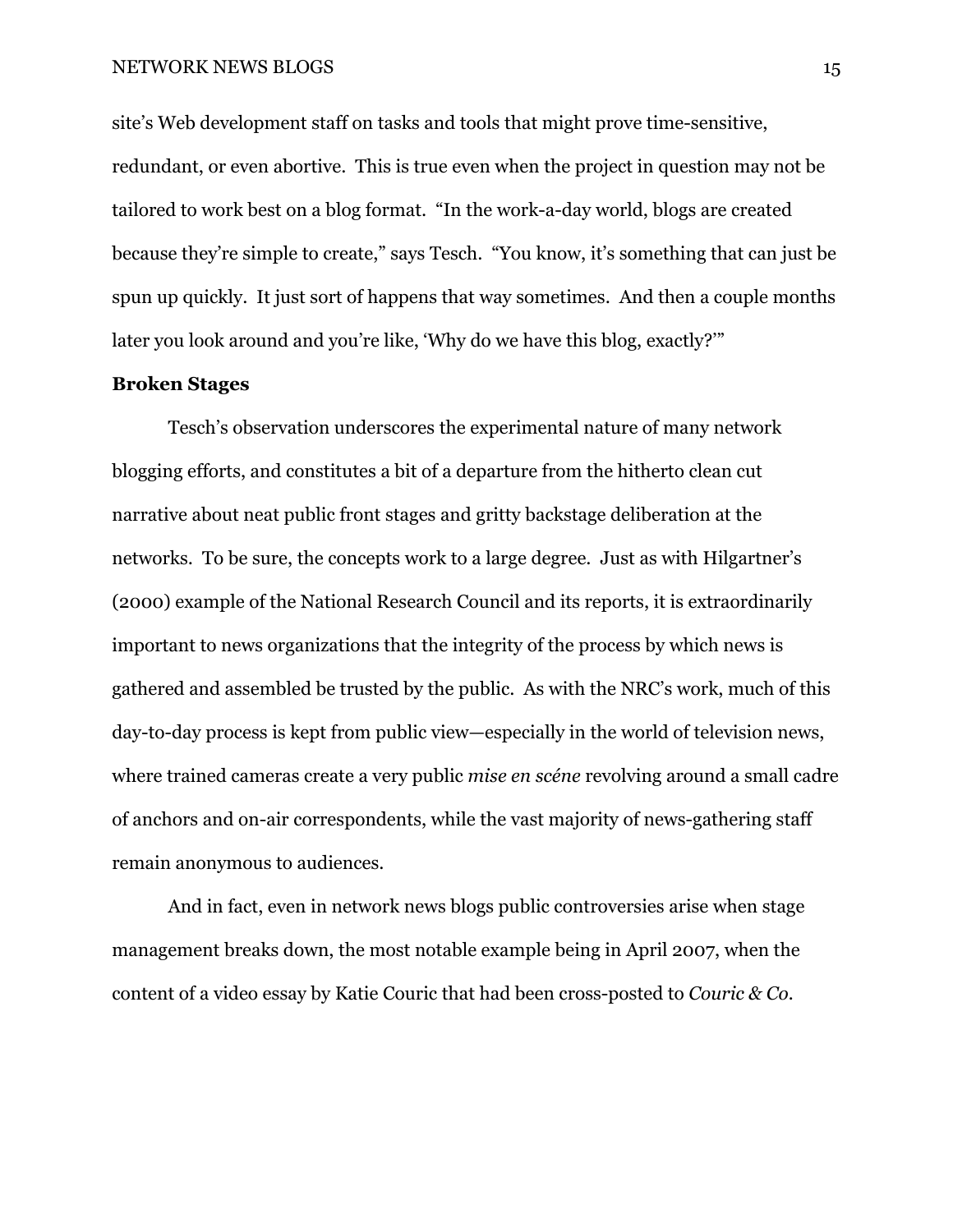site's Web development staff on tasks and tools that might prove time-sensitive, redundant, or even abortive. This is true even when the project in question may not be tailored to work best on a blog format. "In the work-a-day world, blogs are created because they're simple to create," says Tesch. "You know, it's something that can just be spun up quickly. It just sort of happens that way sometimes. And then a couple months later you look around and you're like, 'Why do we have this blog, exactly?'"

**Broken Stages**

Tesch's observation underscores the experimental nature of many network blogging efforts, and constitutes a bit of a departure from the hitherto clean cut narrative about neat public front stages and gritty backstage deliberation at the networks. To be sure, the concepts work to a large degree. Just as with Hilgartner's (2000) example of the National Research Council and its reports, it is extraordinarily important to news organizations that the integrity of the process by which news is gathered and assembled be trusted by the public. As with the NRC's work, much of this day-to-day process is kept from public view—especially in the world of television news, where trained cameras create a very public *mise en scéne* revolving around a small cadre of anchors and on-air correspondents, while the vast majority of news-gathering staff remain anonymous to audiences.

And in fact, even in network news blogs public controversies arise when stage management breaks down, the most notable example being in April 2007, when the content of a video essay by Katie Couric that had been cross-posted to *Couric & Co.*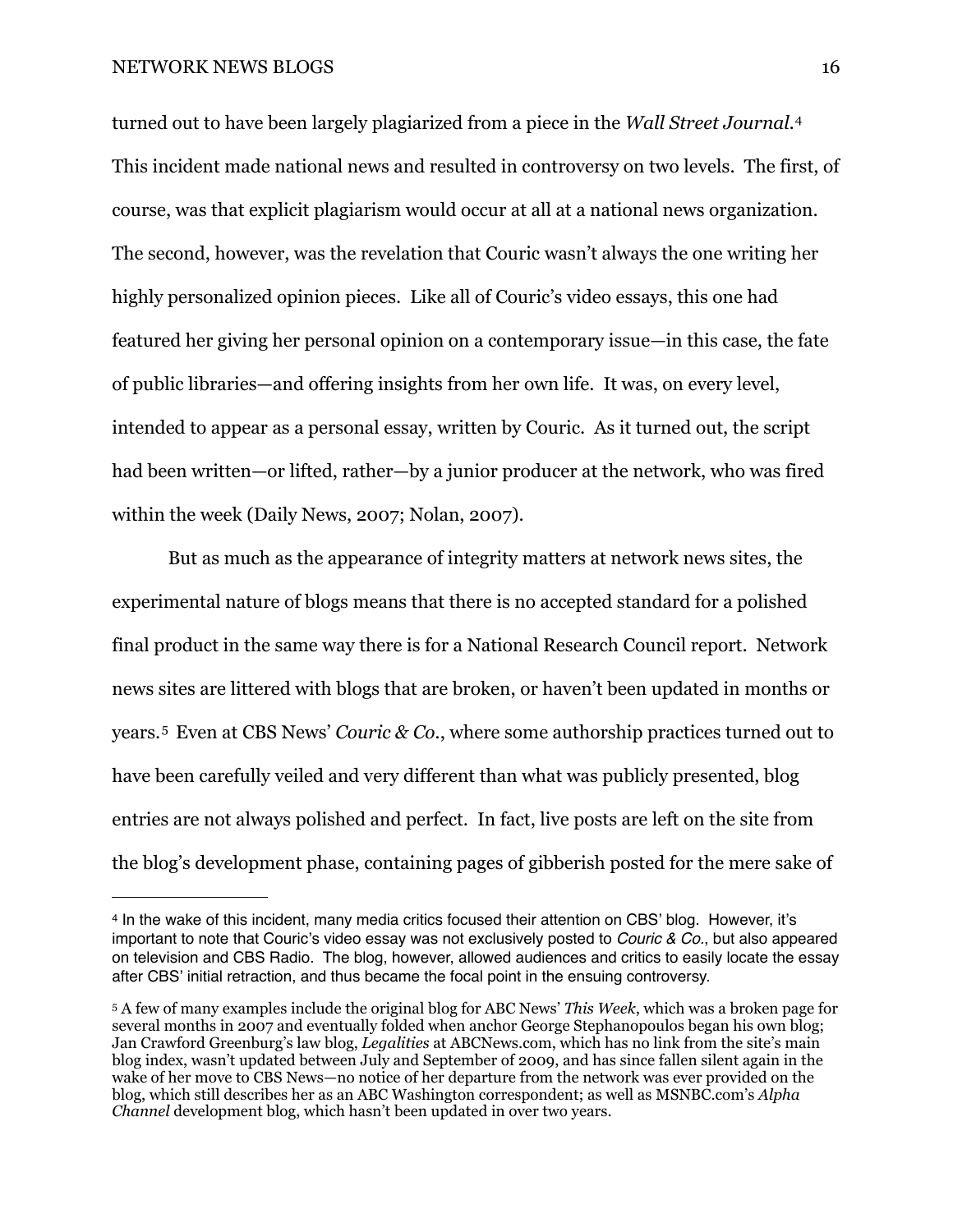turned out to have been largely plagiarized from a piece in the *Wall Street Journal*.[4] This incident made national news and resulted in controversy on two levels. The first, of course, was that explicit plagiarism would occur at all at a national news organization. The second, however, was the revelation that Couric wasn't always the one writing her highly personalized opinion pieces. Like all of Couric's video essays, this one had featured her giving her personal opinion on a contemporary issue—in this case, the fate of public libraries—and offering insights from her own life. It was, on every level, intended to appear as a personal essay, written by Couric. As it turned out, the script had been written—or lifted, rather—by a junior producer at the network, who was fired within the week (Daily News, 2007; Nolan, 2007).

But as much as the appearance of integrity matters at network news sites, the experimental nature of blogs means that there is no accepted standard for a polished final product in the same way there is for a National Research Council report. Network news sites are littered with blogs that are broken, or haven't been updated in months or years.[5] Even at CBS News' *Couric & Co.*, where some authorship practices turned out to have been carefully veiled and very different than what was publicly presented, blog entries are not always polished and perfect. In fact, live posts are left on the site from the blog's development phase, containing pages of gibberish posted for the mere sake of

---

[4] In the wake of this incident, many media critics focused their attention on CBS' blog. However, it's important to note that Couric's video essay was not exclusively posted to *Couric & Co.*, but also appeared on television and CBS Radio. The blog, however, allowed audiences and critics to easily locate the essay after CBS' initial retraction, and thus became the focal point in the ensuing controversy.

[5] A few of many examples include the original blog for ABC News' *This Week*, which was a broken page for several months in 2007 and eventually folded when anchor George Stephanopoulos began his own blog; Jan Crawford Greenburg's law blog, *Legalities* at ABCNews.com, which has no link from the site's main blog index, wasn't updated between July and September of 2009, and has since fallen silent again in the wake of her move to CBS News—no notice of her departure from the network was ever provided on the blog, which still describes her as an ABC Washington correspondent; as well as MSNBC.com's *Alpha Channel* development blog, which hasn't been updated in over two years.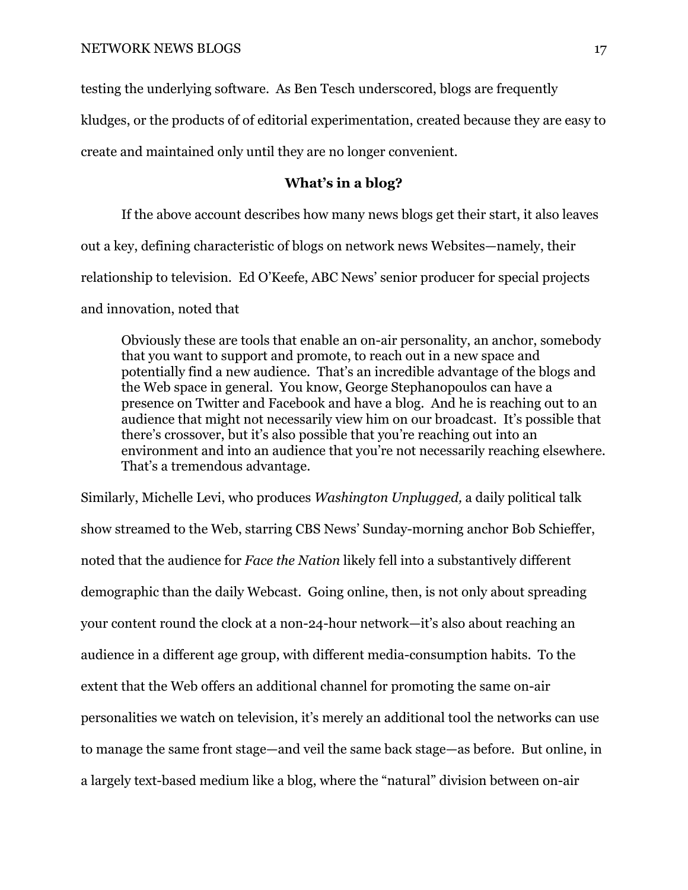testing the underlying software. As Ben Tesch underscored, blogs are frequently kludges, or the products of of editorial experimentation, created because they are easy to create and maintained only until they are no longer convenient.

**What's in a blog?**

If the above account describes how many news blogs get their start, it also leaves out a key, defining characteristic of blogs on network news Websites—namely, their relationship to television. Ed O'Keefe, ABC News' senior producer for special projects and innovation, noted that

> Obviously these are tools that enable an on-air personality, an anchor, somebody that you want to support and promote, to reach out in a new space and potentially find a new audience. That's an incredible advantage of the blogs and the Web space in general. You know, George Stephanopoulos can have a presence on Twitter and Facebook and have a blog. And he is reaching out to an audience that might not necessarily view him on our broadcast. It's possible that there's crossover, but it's also possible that you're reaching out into an environment and into an audience that you're not necessarily reaching elsewhere. That's a tremendous advantage.

Similarly, Michelle Levi, who produces *Washington Unplugged,* a daily political talk show streamed to the Web, starring CBS News' Sunday-morning anchor Bob Schieffer, noted that the audience for *Face the Nation* likely fell into a substantively different demographic than the daily Webcast. Going online, then, is not only about spreading your content round the clock at a non-24-hour network—it's also about reaching an audience in a different age group, with different media-consumption habits. To the extent that the Web offers an additional channel for promoting the same on-air personalities we watch on television, it's merely an additional tool the networks can use to manage the same front stage—and veil the same back stage—as before. But online, in a largely text-based medium like a blog, where the "natural" division between on-air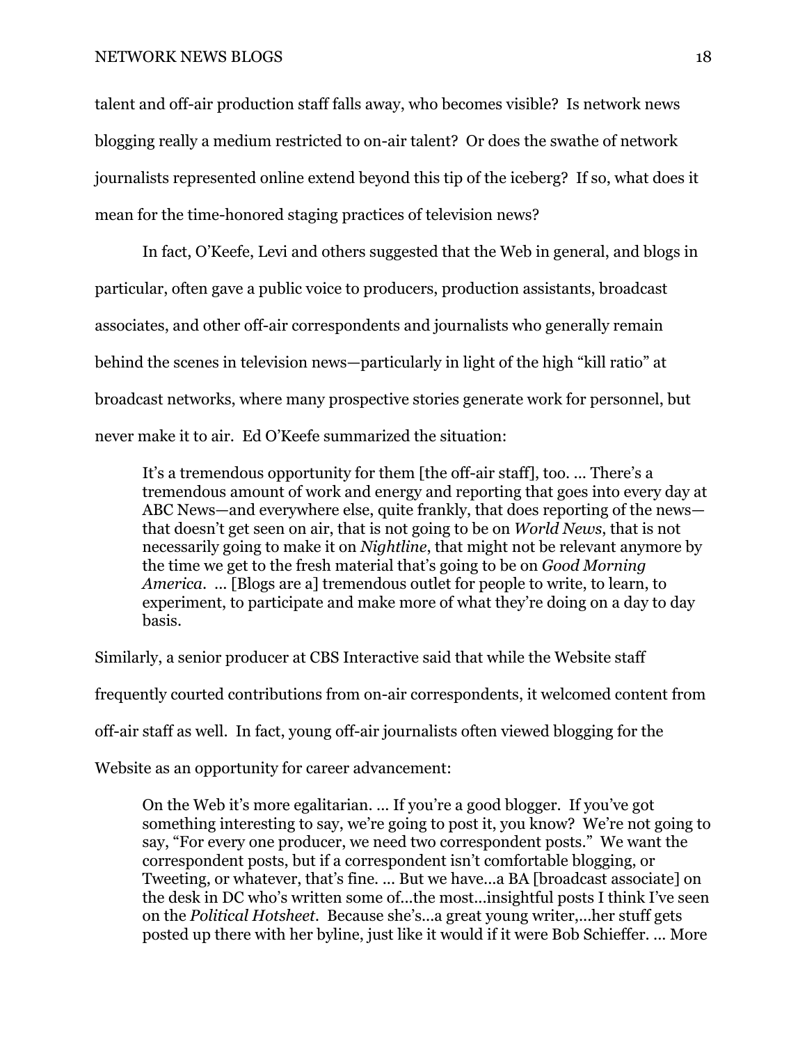talent and off-air production staff falls away, who becomes visible? Is network news blogging really a medium restricted to on-air talent? Or does the swathe of network journalists represented online extend beyond this tip of the iceberg? If so, what does it mean for the time-honored staging practices of television news?

In fact, O'Keefe, Levi and others suggested that the Web in general, and blogs in particular, often gave a public voice to producers, production assistants, broadcast associates, and other off-air correspondents and journalists who generally remain behind the scenes in television news—particularly in light of the high "kill ratio" at broadcast networks, where many prospective stories generate work for personnel, but never make it to air. Ed O'Keefe summarized the situation:

> It's a tremendous opportunity for them [the off-air staff], too. … There's a tremendous amount of work and energy and reporting that goes into every day at ABC News—and everywhere else, quite frankly, that does reporting of the news—that doesn't get seen on air, that is not going to be on *World News*, that is not necessarily going to make it on *Nightline*, that might not be relevant anymore by the time we get to the fresh material that's going to be on *Good Morning America*. … [Blogs are a] tremendous outlet for people to write, to learn, to experiment, to participate and make more of what they're doing on a day to day basis.

Similarly, a senior producer at CBS Interactive said that while the Website staff frequently courted contributions from on-air correspondents, it welcomed content from off-air staff as well. In fact, young off-air journalists often viewed blogging for the Website as an opportunity for career advancement:

> On the Web it's more egalitarian. … If you're a good blogger. If you've got something interesting to say, we're going to post it, you know? We're not going to say, "For every one producer, we need two correspondent posts." We want the correspondent posts, but if a correspondent isn't comfortable blogging, or Tweeting, or whatever, that's fine. … But we have…a BA [broadcast associate] on the desk in DC who's written some of…the most…insightful posts I think I've seen on the *Political Hotsheet*. Because she's…a great young writer,…her stuff gets posted up there with her byline, just like it would if it were Bob Schieffer. … More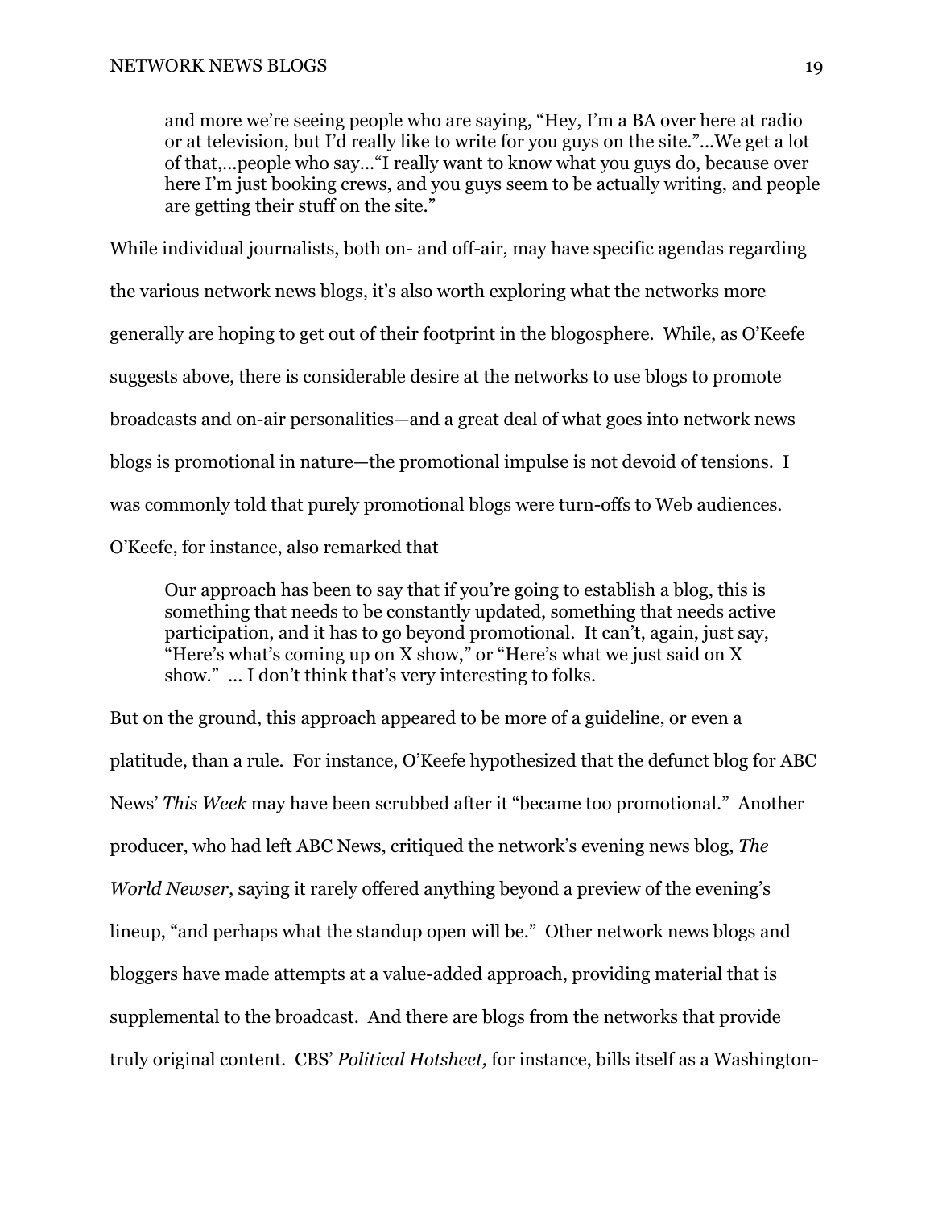> and more we're seeing people who are saying, "Hey, I'm a BA over here at radio or at television, but I'd really like to write for you guys on the site."...We get a lot of that,...people who say..."I really want to know what you guys do, because over here I'm just booking crews, and you guys seem to be actually writing, and people are getting their stuff on the site."

While individual journalists, both on- and off-air, may have specific agendas regarding the various network news blogs, it's also worth exploring what the networks more generally are hoping to get out of their footprint in the blogosphere. While, as O'Keefe suggests above, there is considerable desire at the networks to use blogs to promote broadcasts and on-air personalities—and a great deal of what goes into network news blogs is promotional in nature—the promotional impulse is not devoid of tensions. I was commonly told that purely promotional blogs were turn-offs to Web audiences. O'Keefe, for instance, also remarked that

> Our approach has been to say that if you're going to establish a blog, this is something that needs to be constantly updated, something that needs active participation, and it has to go beyond promotional. It can't, again, just say, "Here's what's coming up on X show," or "Here's what we just said on X show." ... I don't think that's very interesting to folks.

But on the ground, this approach appeared to be more of a guideline, or even a platitude, than a rule. For instance, O'Keefe hypothesized that the defunct blog for ABC News' *This Week* may have been scrubbed after it "became too promotional." Another producer, who had left ABC News, critiqued the network's evening news blog, *The World Newser*, saying it rarely offered anything beyond a preview of the evening's lineup, "and perhaps what the standup open will be." Other network news blogs and bloggers have made attempts at a value-added approach, providing material that is supplemental to the broadcast. And there are blogs from the networks that provide truly original content. CBS' *Political Hotsheet,* for instance, bills itself as a Washington-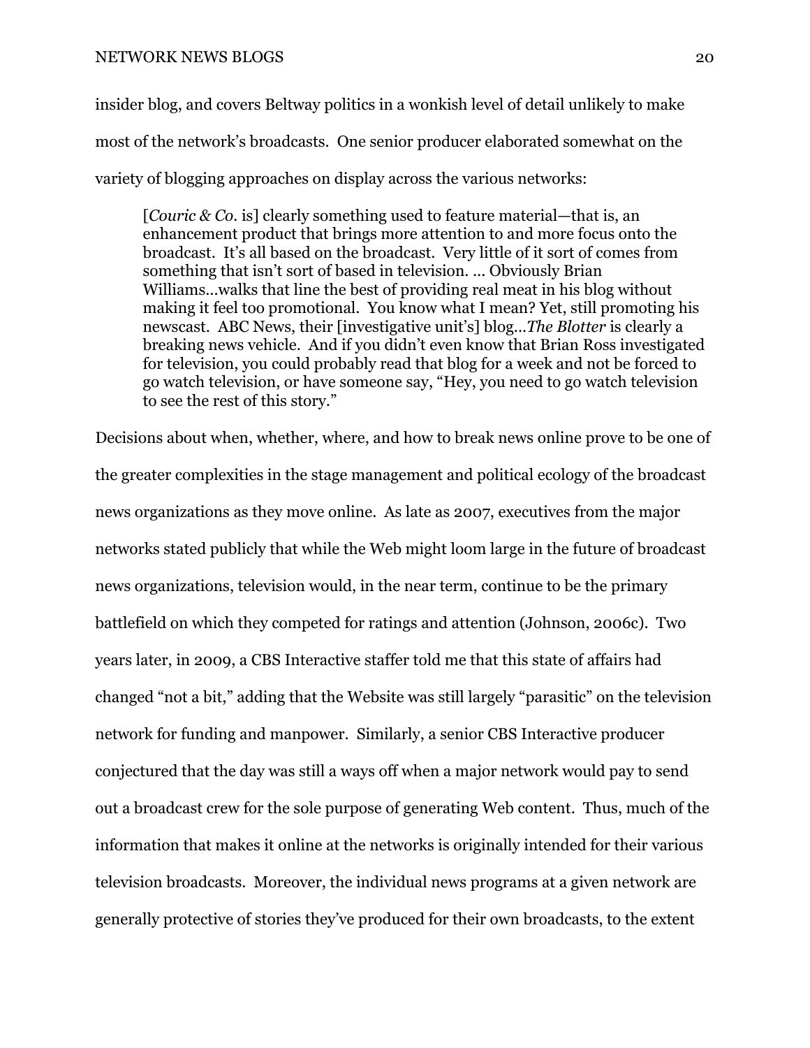insider blog, and covers Beltway politics in a wonkish level of detail unlikely to make most of the network's broadcasts. One senior producer elaborated somewhat on the variety of blogging approaches on display across the various networks:

> [*Couric & Co.* is] clearly something used to feature material—that is, an enhancement product that brings more attention to and more focus onto the broadcast. It's all based on the broadcast. Very little of it sort of comes from something that isn't sort of based in television. … Obviously Brian Williams…walks that line the best of providing real meat in his blog without making it feel too promotional. You know what I mean? Yet, still promoting his newscast. ABC News, their [investigative unit's] blog…*The Blotter* is clearly a breaking news vehicle. And if you didn't even know that Brian Ross investigated for television, you could probably read that blog for a week and not be forced to go watch television, or have someone say, "Hey, you need to go watch television to see the rest of this story."

Decisions about when, whether, where, and how to break news online prove to be one of the greater complexities in the stage management and political ecology of the broadcast news organizations as they move online. As late as 2007, executives from the major networks stated publicly that while the Web might loom large in the future of broadcast news organizations, television would, in the near term, continue to be the primary battlefield on which they competed for ratings and attention (Johnson, 2006c). Two years later, in 2009, a CBS Interactive staffer told me that this state of affairs had changed "not a bit," adding that the Website was still largely "parasitic" on the television network for funding and manpower. Similarly, a senior CBS Interactive producer conjectured that the day was still a ways off when a major network would pay to send out a broadcast crew for the sole purpose of generating Web content. Thus, much of the information that makes it online at the networks is originally intended for their various television broadcasts. Moreover, the individual news programs at a given network are generally protective of stories they've produced for their own broadcasts, to the extent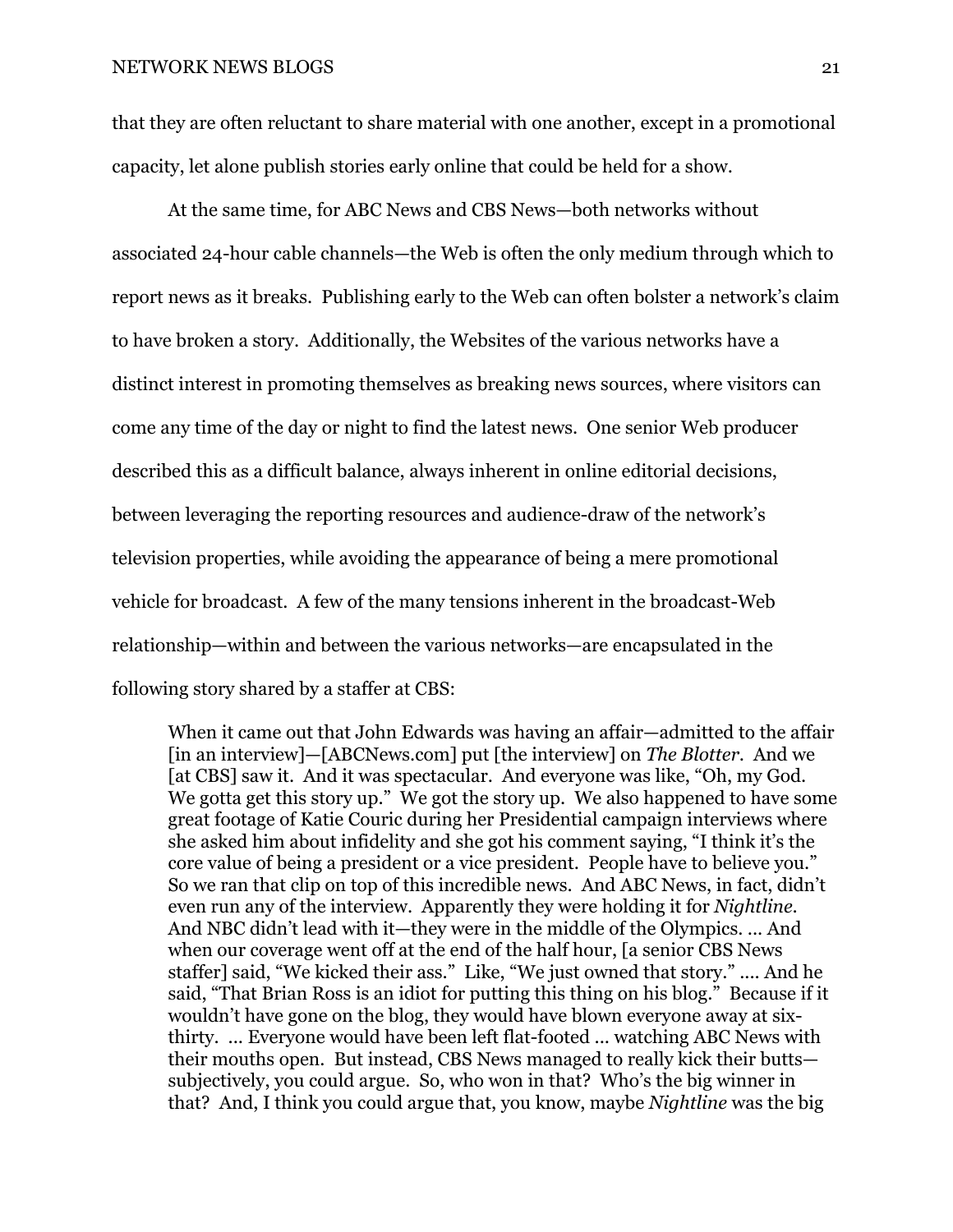that they are often reluctant to share material with one another, except in a promotional capacity, let alone publish stories early online that could be held for a show.

At the same time, for ABC News and CBS News—both networks without associated 24-hour cable channels—the Web is often the only medium through which to report news as it breaks. Publishing early to the Web can often bolster a network's claim to have broken a story. Additionally, the Websites of the various networks have a distinct interest in promoting themselves as breaking news sources, where visitors can come any time of the day or night to find the latest news. One senior Web producer described this as a difficult balance, always inherent in online editorial decisions, between leveraging the reporting resources and audience-draw of the network's television properties, while avoiding the appearance of being a mere promotional vehicle for broadcast. A few of the many tensions inherent in the broadcast-Web relationship—within and between the various networks—are encapsulated in the following story shared by a staffer at CBS:

> When it came out that John Edwards was having an affair—admitted to the affair [in an interview]—[ABCNews.com] put [the interview] on *The Blotter*. And we [at CBS] saw it. And it was spectacular. And everyone was like, "Oh, my God. We gotta get this story up." We got the story up. We also happened to have some great footage of Katie Couric during her Presidential campaign interviews where she asked him about infidelity and she got his comment saying, "I think it's the core value of being a president or a vice president. People have to believe you." So we ran that clip on top of this incredible news. And ABC News, in fact, didn't even run any of the interview. Apparently they were holding it for *Nightline*. And NBC didn't lead with it—they were in the middle of the Olympics. … And when our coverage went off at the end of the half hour, [a senior CBS News staffer] said, "We kicked their ass." Like, "We just owned that story." …. And he said, "That Brian Ross is an idiot for putting this thing on his blog." Because if it wouldn't have gone on the blog, they would have blown everyone away at six-thirty. … Everyone would have been left flat-footed … watching ABC News with their mouths open. But instead, CBS News managed to really kick their butts—subjectively, you could argue. So, who won in that? Who's the big winner in that? And, I think you could argue that, you know, maybe *Nightline* was the big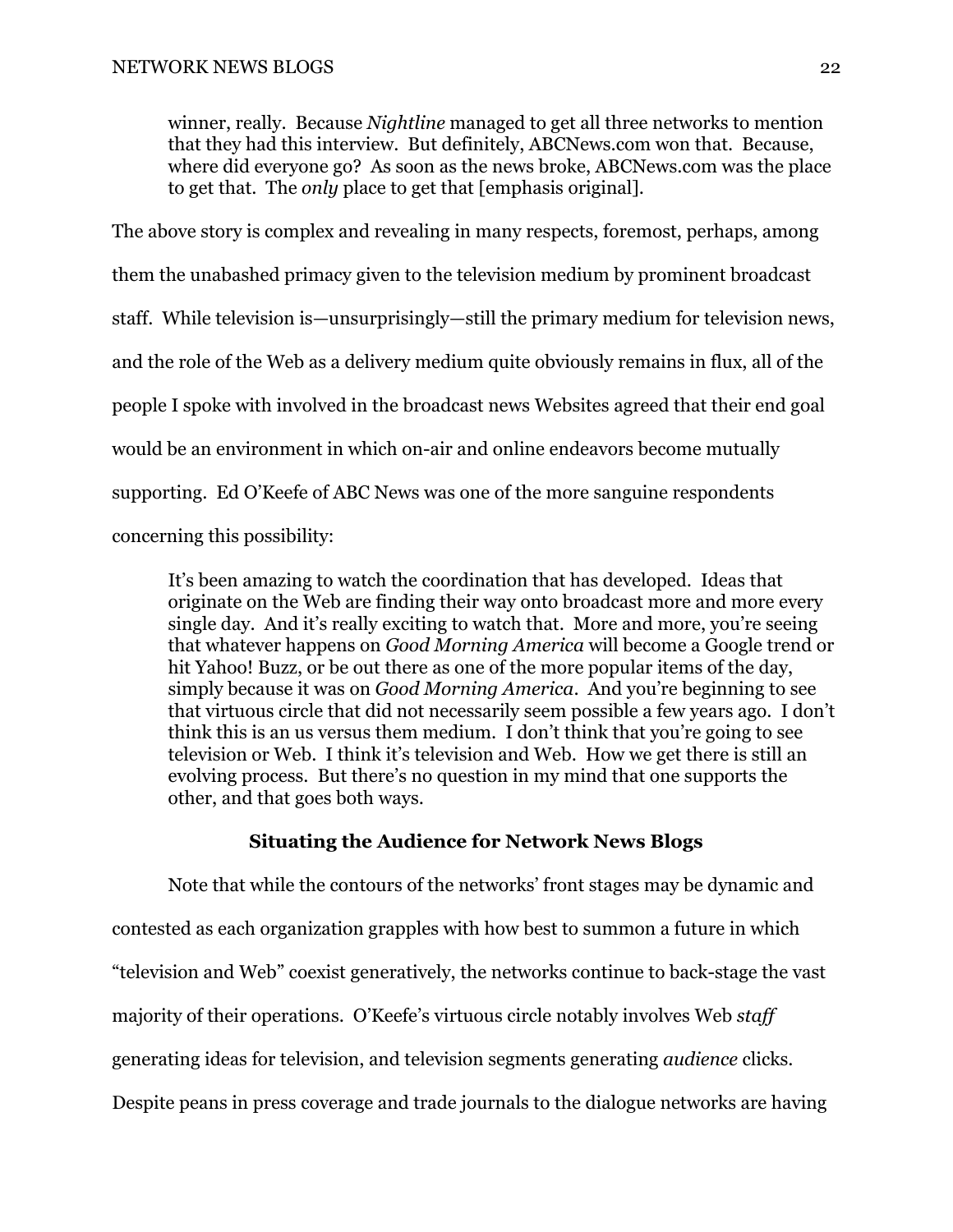> winner, really. Because *Nightline* managed to get all three networks to mention that they had this interview. But definitely, ABCNews.com won that. Because, where did everyone go? As soon as the news broke, ABCNews.com was the place to get that. The *only* place to get that [emphasis original].

The above story is complex and revealing in many respects, foremost, perhaps, among them the unabashed primacy given to the television medium by prominent broadcast staff. While television is—unsurprisingly—still the primary medium for television news, and the role of the Web as a delivery medium quite obviously remains in flux, all of the people I spoke with involved in the broadcast news Websites agreed that their end goal would be an environment in which on-air and online endeavors become mutually supporting. Ed O'Keefe of ABC News was one of the more sanguine respondents concerning this possibility:

> It's been amazing to watch the coordination that has developed. Ideas that originate on the Web are finding their way onto broadcast more and more every single day. And it's really exciting to watch that. More and more, you're seeing that whatever happens on *Good Morning America* will become a Google trend or hit Yahoo! Buzz, or be out there as one of the more popular items of the day, simply because it was on *Good Morning America*. And you're beginning to see that virtuous circle that did not necessarily seem possible a few years ago. I don't think this is an us versus them medium. I don't think that you're going to see television or Web. I think it's television and Web. How we get there is still an evolving process. But there's no question in my mind that one supports the other, and that goes both ways.

## Situating the Audience for Network News Blogs

Note that while the contours of the networks' front stages may be dynamic and contested as each organization grapples with how best to summon a future in which "television and Web" coexist generatively, the networks continue to back-stage the vast majority of their operations. O'Keefe's virtuous circle notably involves Web *staff* generating ideas for television, and television segments generating *audience* clicks. Despite peans in press coverage and trade journals to the dialogue networks are having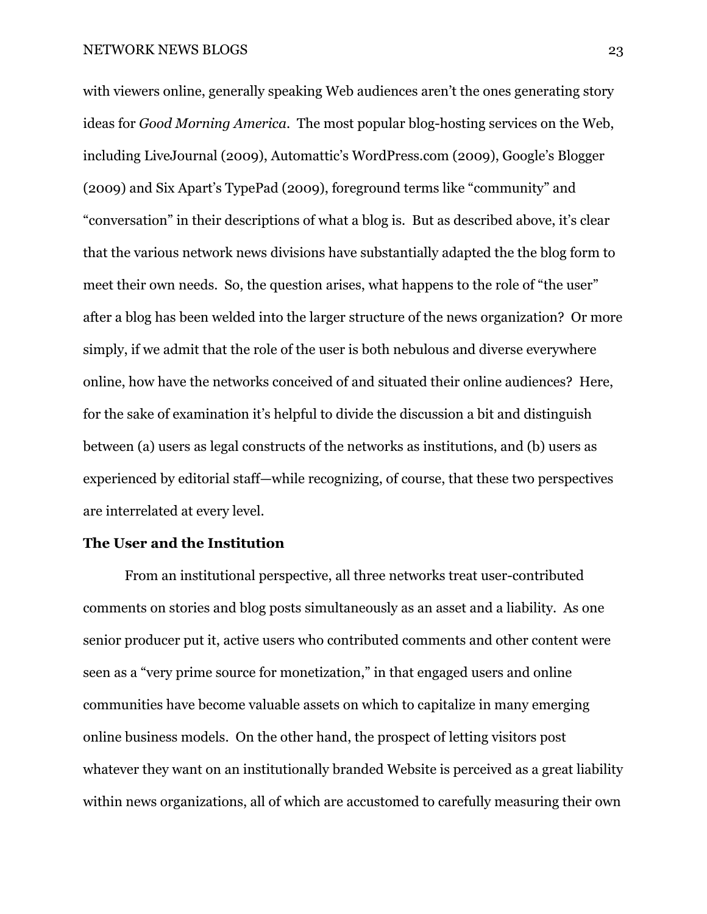with viewers online, generally speaking Web audiences aren't the ones generating story ideas for *Good Morning America*. The most popular blog-hosting services on the Web, including LiveJournal (2009), Automattic's WordPress.com (2009), Google's Blogger (2009) and Six Apart's TypePad (2009), foreground terms like "community" and "conversation" in their descriptions of what a blog is. But as described above, it's clear that the various network news divisions have substantially adapted the the blog form to meet their own needs. So, the question arises, what happens to the role of "the user" after a blog has been welded into the larger structure of the news organization? Or more simply, if we admit that the role of the user is both nebulous and diverse everywhere online, how have the networks conceived of and situated their online audiences? Here, for the sake of examination it's helpful to divide the discussion a bit and distinguish between (a) users as legal constructs of the networks as institutions, and (b) users as experienced by editorial staff—while recognizing, of course, that these two perspectives are interrelated at every level.

**The User and the Institution**

From an institutional perspective, all three networks treat user-contributed comments on stories and blog posts simultaneously as an asset and a liability. As one senior producer put it, active users who contributed comments and other content were seen as a "very prime source for monetization," in that engaged users and online communities have become valuable assets on which to capitalize in many emerging online business models. On the other hand, the prospect of letting visitors post whatever they want on an institutionally branded Website is perceived as a great liability within news organizations, all of which are accustomed to carefully measuring their own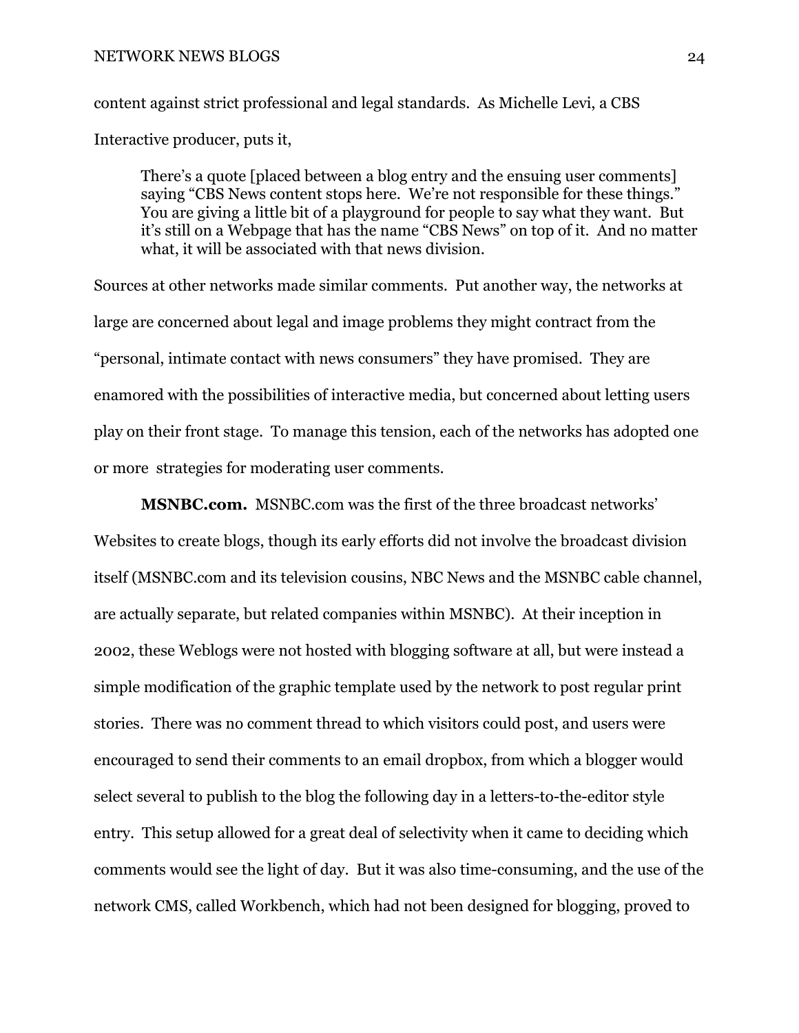content against strict professional and legal standards. As Michelle Levi, a CBS Interactive producer, puts it,

> There's a quote [placed between a blog entry and the ensuing user comments] saying "CBS News content stops here. We're not responsible for these things." You are giving a little bit of a playground for people to say what they want. But it's still on a Webpage that has the name "CBS News" on top of it. And no matter what, it will be associated with that news division.

Sources at other networks made similar comments. Put another way, the networks at large are concerned about legal and image problems they might contract from the "personal, intimate contact with news consumers" they have promised. They are enamored with the possibilities of interactive media, but concerned about letting users play on their front stage. To manage this tension, each of the networks has adopted one or more strategies for moderating user comments.

**MSNBC.com.** MSNBC.com was the first of the three broadcast networks' Websites to create blogs, though its early efforts did not involve the broadcast division itself (MSNBC.com and its television cousins, NBC News and the MSNBC cable channel, are actually separate, but related companies within MSNBC). At their inception in 2002, these Weblogs were not hosted with blogging software at all, but were instead a simple modification of the graphic template used by the network to post regular print stories. There was no comment thread to which visitors could post, and users were encouraged to send their comments to an email dropbox, from which a blogger would select several to publish to the blog the following day in a letters-to-the-editor style entry. This setup allowed for a great deal of selectivity when it came to deciding which comments would see the light of day. But it was also time-consuming, and the use of the network CMS, called Workbench, which had not been designed for blogging, proved to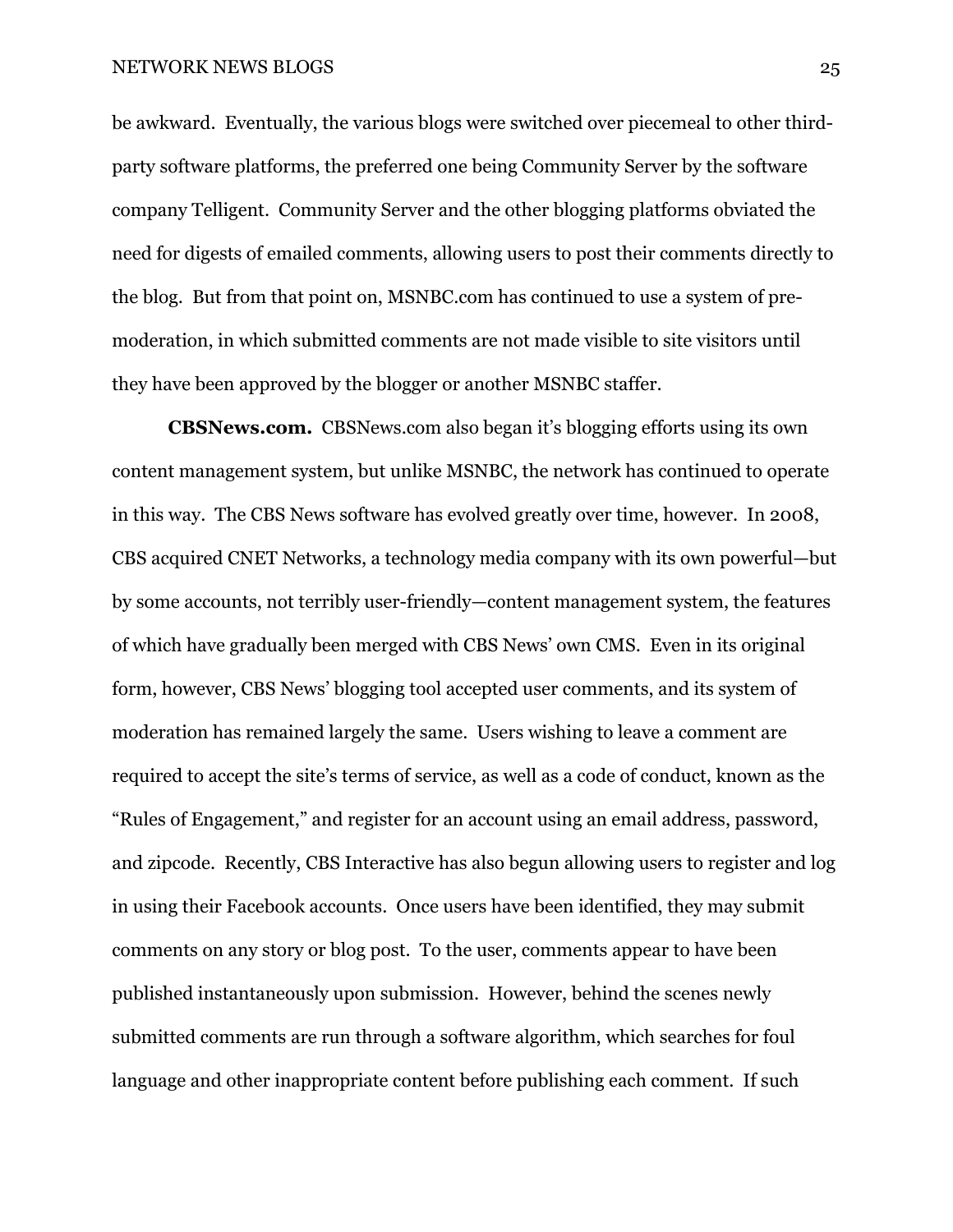be awkward. Eventually, the various blogs were switched over piecemeal to other third-party software platforms, the preferred one being Community Server by the software company Telligent. Community Server and the other blogging platforms obviated the need for digests of emailed comments, allowing users to post their comments directly to the blog. But from that point on, MSNBC.com has continued to use a system of pre-moderation, in which submitted comments are not made visible to site visitors until they have been approved by the blogger or another MSNBC staffer.

**CBSNews.com.** CBSNews.com also began it's blogging efforts using its own content management system, but unlike MSNBC, the network has continued to operate in this way. The CBS News software has evolved greatly over time, however. In 2008, CBS acquired CNET Networks, a technology media company with its own powerful—but by some accounts, not terribly user-friendly—content management system, the features of which have gradually been merged with CBS News' own CMS. Even in its original form, however, CBS News' blogging tool accepted user comments, and its system of moderation has remained largely the same. Users wishing to leave a comment are required to accept the site's terms of service, as well as a code of conduct, known as the "Rules of Engagement," and register for an account using an email address, password, and zipcode. Recently, CBS Interactive has also begun allowing users to register and log in using their Facebook accounts. Once users have been identified, they may submit comments on any story or blog post. To the user, comments appear to have been published instantaneously upon submission. However, behind the scenes newly submitted comments are run through a software algorithm, which searches for foul language and other inappropriate content before publishing each comment. If such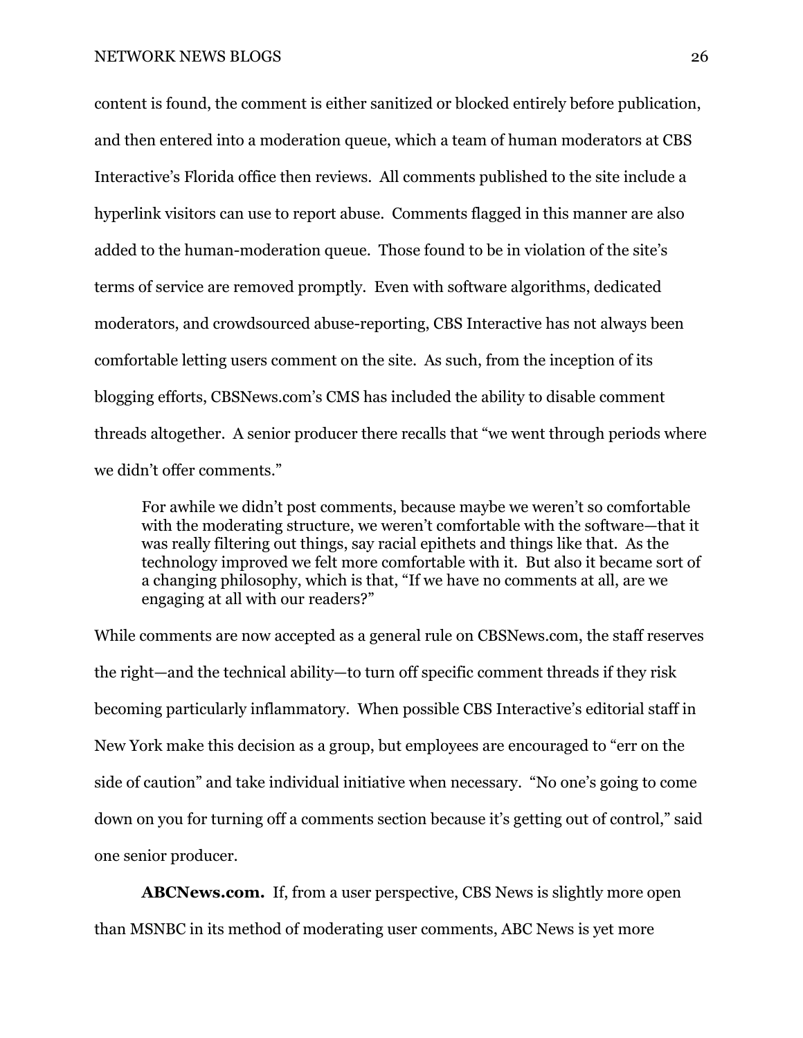content is found, the comment is either sanitized or blocked entirely before publication, and then entered into a moderation queue, which a team of human moderators at CBS Interactive's Florida office then reviews. All comments published to the site include a hyperlink visitors can use to report abuse. Comments flagged in this manner are also added to the human-moderation queue. Those found to be in violation of the site's terms of service are removed promptly. Even with software algorithms, dedicated moderators, and crowdsourced abuse-reporting, CBS Interactive has not always been comfortable letting users comment on the site. As such, from the inception of its blogging efforts, CBSNews.com's CMS has included the ability to disable comment threads altogether. A senior producer there recalls that "we went through periods where we didn't offer comments."

> For awhile we didn't post comments, because maybe we weren't so comfortable with the moderating structure, we weren't comfortable with the software—that it was really filtering out things, say racial epithets and things like that. As the technology improved we felt more comfortable with it. But also it became sort of a changing philosophy, which is that, "If we have no comments at all, are we engaging at all with our readers?"

While comments are now accepted as a general rule on CBSNews.com, the staff reserves the right—and the technical ability—to turn off specific comment threads if they risk becoming particularly inflammatory. When possible CBS Interactive's editorial staff in New York make this decision as a group, but employees are encouraged to "err on the side of caution" and take individual initiative when necessary. "No one's going to come down on you for turning off a comments section because it's getting out of control," said one senior producer.

**ABCNews.com.** If, from a user perspective, CBS News is slightly more open than MSNBC in its method of moderating user comments, ABC News is yet more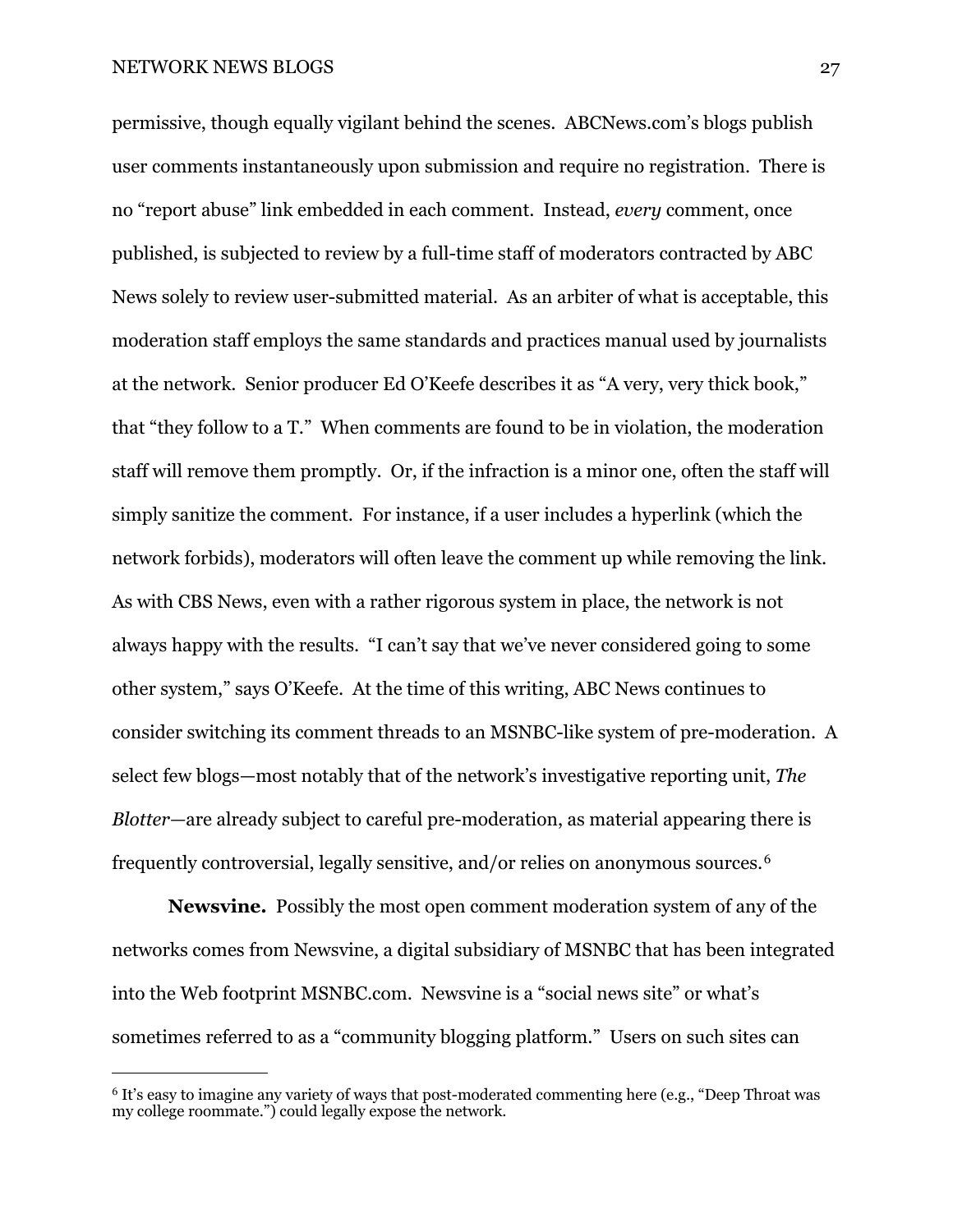permissive, though equally vigilant behind the scenes. ABCNews.com's blogs publish user comments instantaneously upon submission and require no registration. There is no "report abuse" link embedded in each comment. Instead, *every* comment, once published, is subjected to review by a full-time staff of moderators contracted by ABC News solely to review user-submitted material. As an arbiter of what is acceptable, this moderation staff employs the same standards and practices manual used by journalists at the network. Senior producer Ed O'Keefe describes it as "A very, very thick book," that "they follow to a T." When comments are found to be in violation, the moderation staff will remove them promptly. Or, if the infraction is a minor one, often the staff will simply sanitize the comment. For instance, if a user includes a hyperlink (which the network forbids), moderators will often leave the comment up while removing the link. As with CBS News, even with a rather rigorous system in place, the network is not always happy with the results. "I can't say that we've never considered going to some other system," says O'Keefe. At the time of this writing, ABC News continues to consider switching its comment threads to an MSNBC-like system of pre-moderation. A select few blogs—most notably that of the network's investigative reporting unit, *The Blotter*—are already subject to careful pre-moderation, as material appearing there is frequently controversial, legally sensitive, and/or relies on anonymous sources.[6]

**Newsvine.** Possibly the most open comment moderation system of any of the networks comes from Newsvine, a digital subsidiary of MSNBC that has been integrated into the Web footprint MSNBC.com. Newsvine is a "social news site" or what's sometimes referred to as a "community blogging platform." Users on such sites can

---

[6] It's easy to imagine any variety of ways that post-moderated commenting here (e.g., "Deep Throat was my college roommate.") could legally expose the network.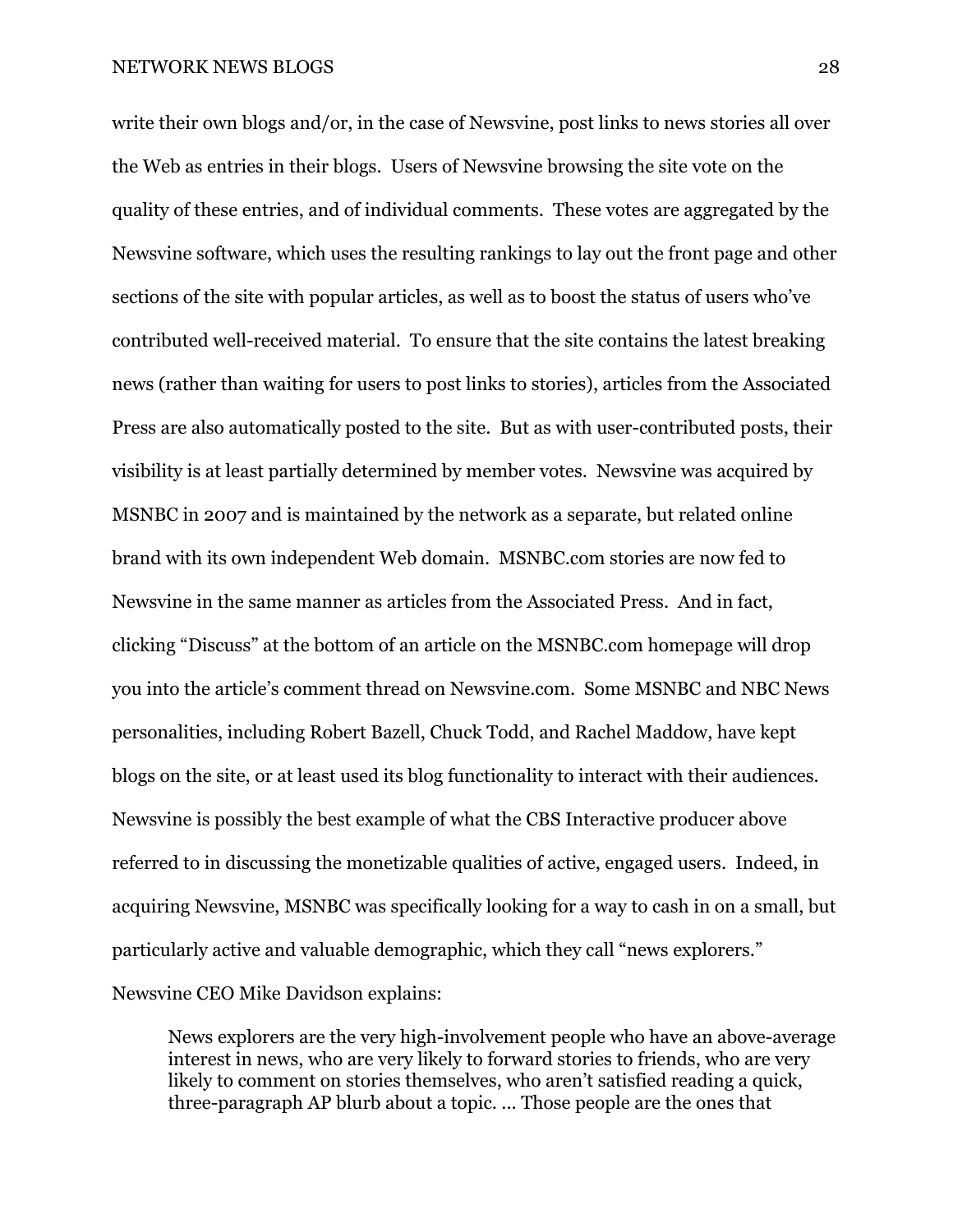write their own blogs and/or, in the case of Newsvine, post links to news stories all over the Web as entries in their blogs. Users of Newsvine browsing the site vote on the quality of these entries, and of individual comments. These votes are aggregated by the Newsvine software, which uses the resulting rankings to lay out the front page and other sections of the site with popular articles, as well as to boost the status of users who've contributed well-received material. To ensure that the site contains the latest breaking news (rather than waiting for users to post links to stories), articles from the Associated Press are also automatically posted to the site. But as with user-contributed posts, their visibility is at least partially determined by member votes. Newsvine was acquired by MSNBC in 2007 and is maintained by the network as a separate, but related online brand with its own independent Web domain. MSNBC.com stories are now fed to Newsvine in the same manner as articles from the Associated Press. And in fact, clicking "Discuss" at the bottom of an article on the MSNBC.com homepage will drop you into the article's comment thread on Newsvine.com. Some MSNBC and NBC News personalities, including Robert Bazell, Chuck Todd, and Rachel Maddow, have kept blogs on the site, or at least used its blog functionality to interact with their audiences. Newsvine is possibly the best example of what the CBS Interactive producer above referred to in discussing the monetizable qualities of active, engaged users. Indeed, in acquiring Newsvine, MSNBC was specifically looking for a way to cash in on a small, but particularly active and valuable demographic, which they call "news explorers." Newsvine CEO Mike Davidson explains:

> News explorers are the very high-involvement people who have an above-average interest in news, who are very likely to forward stories to friends, who are very likely to comment on stories themselves, who aren't satisfied reading a quick, three-paragraph AP blurb about a topic. ... Those people are the ones that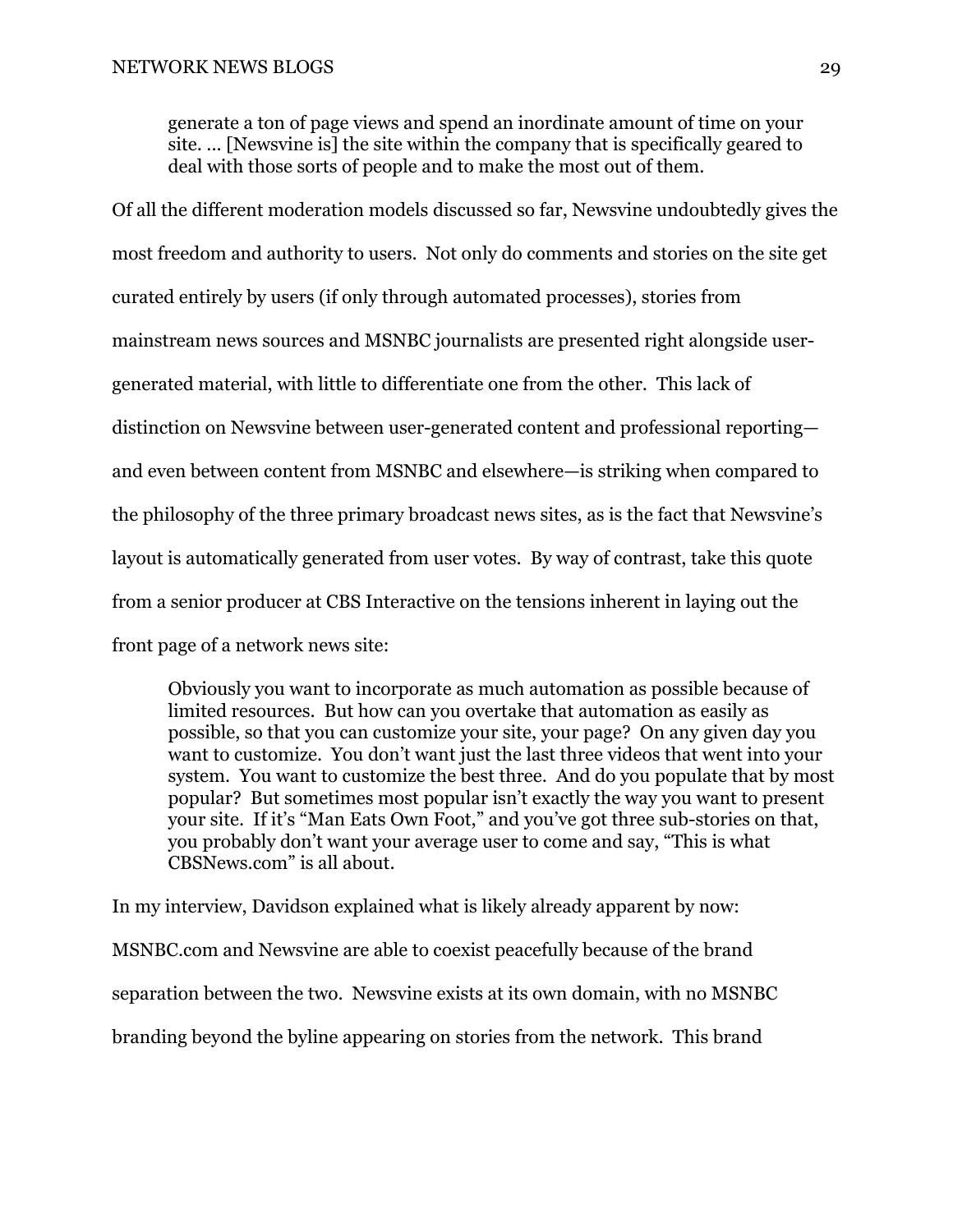> generate a ton of page views and spend an inordinate amount of time on your site. … [Newsvine is] the site within the company that is specifically geared to deal with those sorts of people and to make the most out of them.

Of all the different moderation models discussed so far, Newsvine undoubtedly gives the most freedom and authority to users. Not only do comments and stories on the site get curated entirely by users (if only through automated processes), stories from mainstream news sources and MSNBC journalists are presented right alongside user-generated material, with little to differentiate one from the other. This lack of distinction on Newsvine between user-generated content and professional reporting—and even between content from MSNBC and elsewhere—is striking when compared to the philosophy of the three primary broadcast news sites, as is the fact that Newsvine's layout is automatically generated from user votes. By way of contrast, take this quote from a senior producer at CBS Interactive on the tensions inherent in laying out the front page of a network news site:

> Obviously you want to incorporate as much automation as possible because of limited resources. But how can you overtake that automation as easily as possible, so that you can customize your site, your page? On any given day you want to customize. You don't want just the last three videos that went into your system. You want to customize the best three. And do you populate that by most popular? But sometimes most popular isn't exactly the way you want to present your site. If it's "Man Eats Own Foot," and you've got three sub-stories on that, you probably don't want your average user to come and say, "This is what CBSNews.com" is all about.

In my interview, Davidson explained what is likely already apparent by now: MSNBC.com and Newsvine are able to coexist peacefully because of the brand separation between the two. Newsvine exists at its own domain, with no MSNBC branding beyond the byline appearing on stories from the network. This brand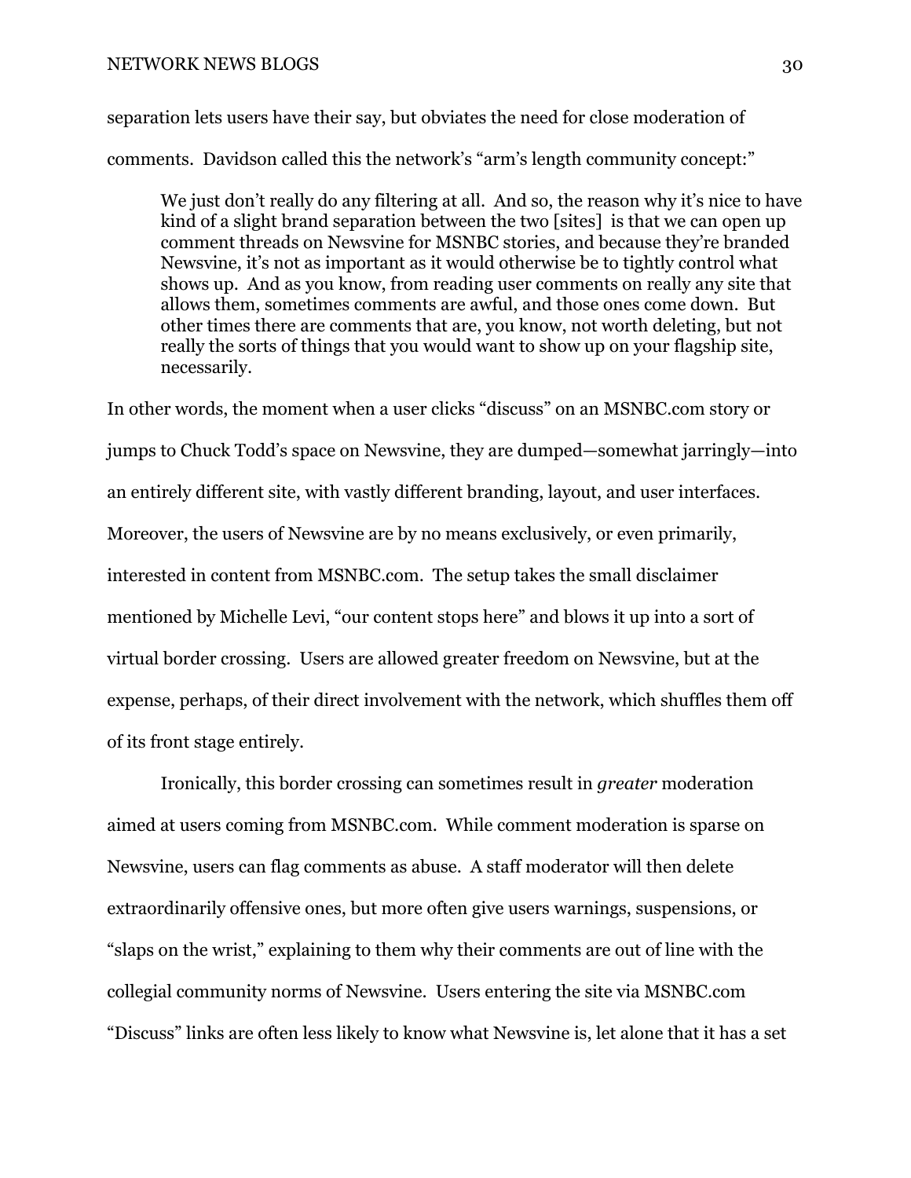separation lets users have their say, but obviates the need for close moderation of comments. Davidson called this the network's "arm's length community concept:"

> We just don't really do any filtering at all. And so, the reason why it's nice to have kind of a slight brand separation between the two [sites] is that we can open up comment threads on Newsvine for MSNBC stories, and because they're branded Newsvine, it's not as important as it would otherwise be to tightly control what shows up. And as you know, from reading user comments on really any site that allows them, sometimes comments are awful, and those ones come down. But other times there are comments that are, you know, not worth deleting, but not really the sorts of things that you would want to show up on your flagship site, necessarily.

In other words, the moment when a user clicks "discuss" on an MSNBC.com story or jumps to Chuck Todd's space on Newsvine, they are dumped—somewhat jarringly—into an entirely different site, with vastly different branding, layout, and user interfaces. Moreover, the users of Newsvine are by no means exclusively, or even primarily, interested in content from MSNBC.com. The setup takes the small disclaimer mentioned by Michelle Levi, "our content stops here" and blows it up into a sort of virtual border crossing. Users are allowed greater freedom on Newsvine, but at the expense, perhaps, of their direct involvement with the network, which shuffles them off of its front stage entirely.

Ironically, this border crossing can sometimes result in *greater* moderation aimed at users coming from MSNBC.com. While comment moderation is sparse on Newsvine, users can flag comments as abuse. A staff moderator will then delete extraordinarily offensive ones, but more often give users warnings, suspensions, or "slaps on the wrist," explaining to them why their comments are out of line with the collegial community norms of Newsvine. Users entering the site via MSNBC.com "Discuss" links are often less likely to know what Newsvine is, let alone that it has a set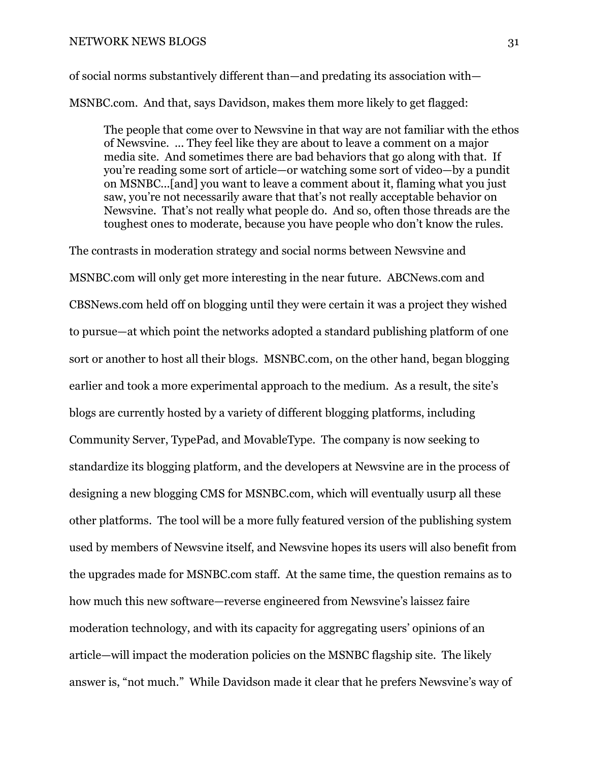of social norms substantively different than—and predating its association with—MSNBC.com. And that, says Davidson, makes them more likely to get flagged:

> The people that come over to Newsvine in that way are not familiar with the ethos of Newsvine. ... They feel like they are about to leave a comment on a major media site. And sometimes there are bad behaviors that go along with that. If you're reading some sort of article—or watching some sort of video—by a pundit on MSNBC...[and] you want to leave a comment about it, flaming what you just saw, you're not necessarily aware that that's not really acceptable behavior on Newsvine. That's not really what people do. And so, often those threads are the toughest ones to moderate, because you have people who don't know the rules.

The contrasts in moderation strategy and social norms between Newsvine and MSNBC.com will only get more interesting in the near future. ABCNews.com and CBSNews.com held off on blogging until they were certain it was a project they wished to pursue—at which point the networks adopted a standard publishing platform of one sort or another to host all their blogs. MSNBC.com, on the other hand, began blogging earlier and took a more experimental approach to the medium. As a result, the site's blogs are currently hosted by a variety of different blogging platforms, including Community Server, TypePad, and MovableType. The company is now seeking to standardize its blogging platform, and the developers at Newsvine are in the process of designing a new blogging CMS for MSNBC.com, which will eventually usurp all these other platforms. The tool will be a more fully featured version of the publishing system used by members of Newsvine itself, and Newsvine hopes its users will also benefit from the upgrades made for MSNBC.com staff. At the same time, the question remains as to how much this new software—reverse engineered from Newsvine's laissez faire moderation technology, and with its capacity for aggregating users' opinions of an article—will impact the moderation policies on the MSNBC flagship site. The likely answer is, "not much." While Davidson made it clear that he prefers Newsvine's way of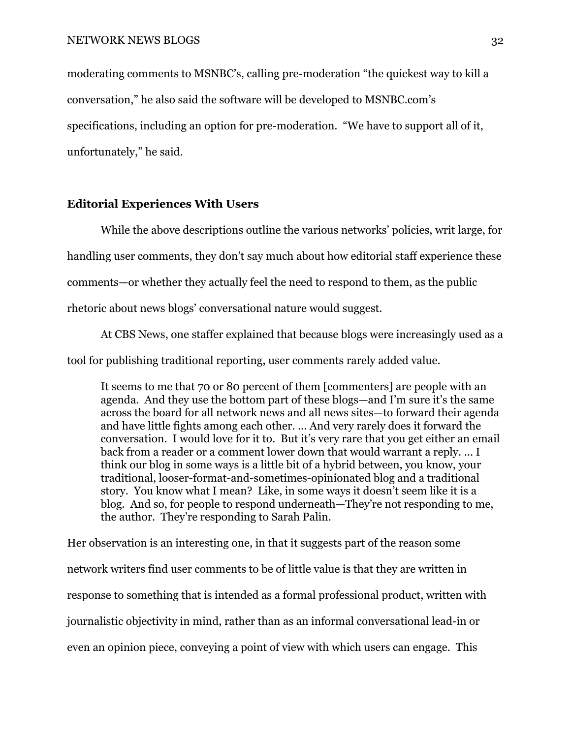moderating comments to MSNBC's, calling pre-moderation "the quickest way to kill a conversation," he also said the software will be developed to MSNBC.com's specifications, including an option for pre-moderation. "We have to support all of it, unfortunately," he said.

## Editorial Experiences With Users

While the above descriptions outline the various networks' policies, writ large, for handling user comments, they don't say much about how editorial staff experience these comments—or whether they actually feel the need to respond to them, as the public rhetoric about news blogs' conversational nature would suggest.

At CBS News, one staffer explained that because blogs were increasingly used as a tool for publishing traditional reporting, user comments rarely added value.

> It seems to me that 70 or 80 percent of them [commenters] are people with an agenda. And they use the bottom part of these blogs—and I'm sure it's the same across the board for all network news and all news sites—to forward their agenda and have little fights among each other. ... And very rarely does it forward the conversation. I would love for it to. But it's very rare that you get either an email back from a reader or a comment lower down that would warrant a reply. ... I think our blog in some ways is a little bit of a hybrid between, you know, your traditional, looser-format-and-sometimes-opinionated blog and a traditional story. You know what I mean? Like, in some ways it doesn't seem like it is a blog. And so, for people to respond underneath—They're not responding to me, the author. They're responding to Sarah Palin.

Her observation is an interesting one, in that it suggests part of the reason some network writers find user comments to be of little value is that they are written in response to something that is intended as a formal professional product, written with journalistic objectivity in mind, rather than as an informal conversational lead-in or even an opinion piece, conveying a point of view with which users can engage. This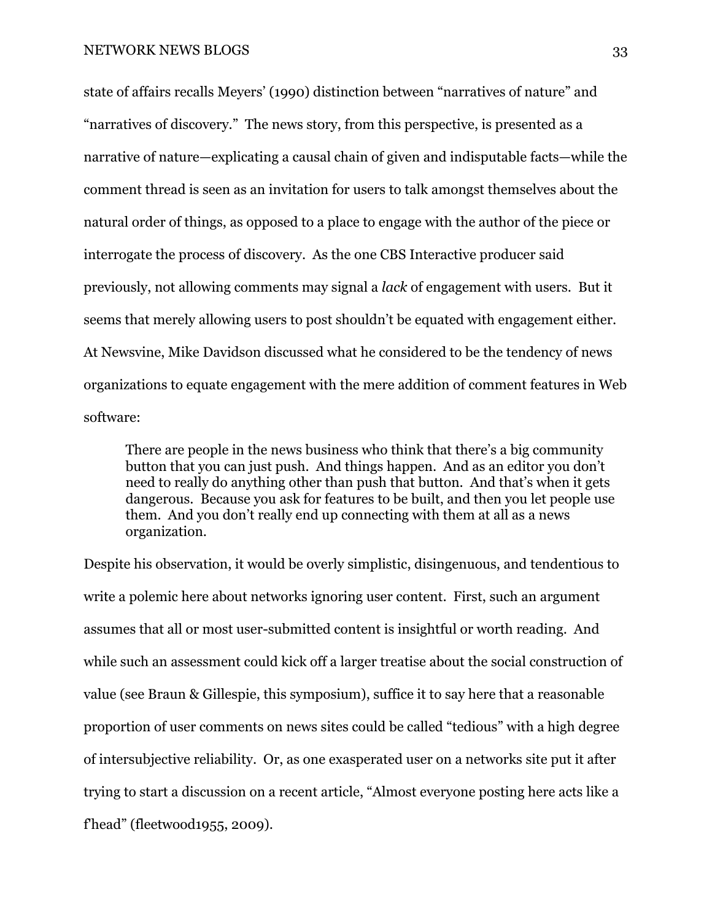state of affairs recalls Meyers' (1990) distinction between "narratives of nature" and "narratives of discovery." The news story, from this perspective, is presented as a narrative of nature—explicating a causal chain of given and indisputable facts—while the comment thread is seen as an invitation for users to talk amongst themselves about the natural order of things, as opposed to a place to engage with the author of the piece or interrogate the process of discovery. As the one CBS Interactive producer said previously, not allowing comments may signal a *lack* of engagement with users. But it seems that merely allowing users to post shouldn't be equated with engagement either. At Newsvine, Mike Davidson discussed what he considered to be the tendency of news organizations to equate engagement with the mere addition of comment features in Web software:

> There are people in the news business who think that there's a big community button that you can just push. And things happen. And as an editor you don't need to really do anything other than push that button. And that's when it gets dangerous. Because you ask for features to be built, and then you let people use them. And you don't really end up connecting with them at all as a news organization.

Despite his observation, it would be overly simplistic, disingenuous, and tendentious to write a polemic here about networks ignoring user content. First, such an argument assumes that all or most user-submitted content is insightful or worth reading. And while such an assessment could kick off a larger treatise about the social construction of value (see Braun & Gillespie, this symposium), suffice it to say here that a reasonable proportion of user comments on news sites could be called "tedious" with a high degree of intersubjective reliability. Or, as one exasperated user on a networks site put it after trying to start a discussion on a recent article, "Almost everyone posting here acts like a f'head" (fleetwood1955, 2009).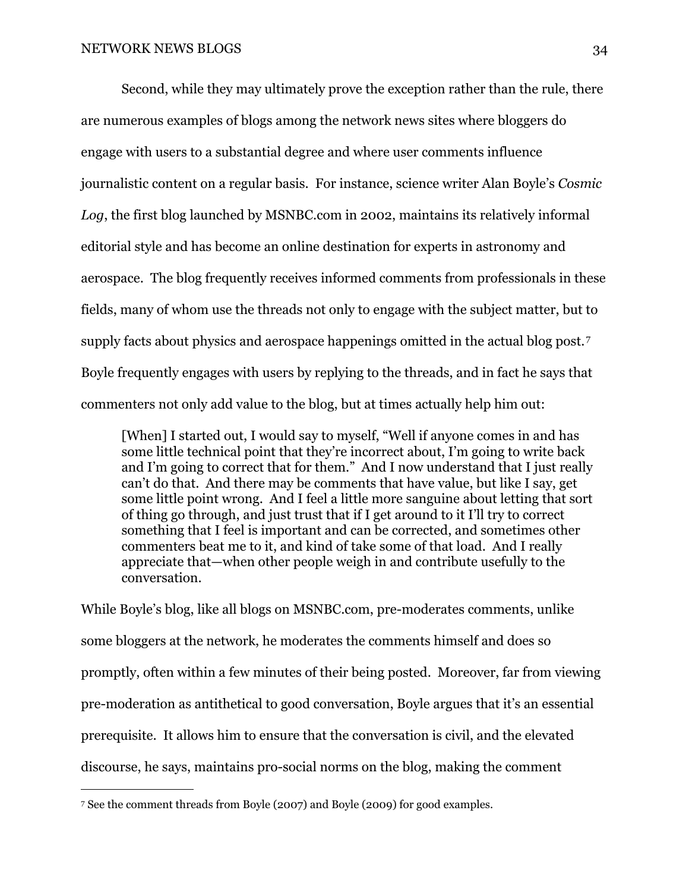Second, while they may ultimately prove the exception rather than the rule, there are numerous examples of blogs among the network news sites where bloggers do engage with users to a substantial degree and where user comments influence journalistic content on a regular basis. For instance, science writer Alan Boyle's *Cosmic Log*, the first blog launched by MSNBC.com in 2002, maintains its relatively informal editorial style and has become an online destination for experts in astronomy and aerospace. The blog frequently receives informed comments from professionals in these fields, many of whom use the threads not only to engage with the subject matter, but to supply facts about physics and aerospace happenings omitted in the actual blog post.[7] Boyle frequently engages with users by replying to the threads, and in fact he says that commenters not only add value to the blog, but at times actually help him out:

> [When] I started out, I would say to myself, "Well if anyone comes in and has some little technical point that they're incorrect about, I'm going to write back and I'm going to correct that for them." And I now understand that I just really can't do that. And there may be comments that have value, but like I say, get some little point wrong. And I feel a little more sanguine about letting that sort of thing go through, and just trust that if I get around to it I'll try to correct something that I feel is important and can be corrected, and sometimes other commenters beat me to it, and kind of take some of that load. And I really appreciate that—when other people weigh in and contribute usefully to the conversation.

While Boyle's blog, like all blogs on MSNBC.com, pre-moderates comments, unlike some bloggers at the network, he moderates the comments himself and does so promptly, often within a few minutes of their being posted. Moreover, far from viewing pre-moderation as antithetical to good conversation, Boyle argues that it's an essential prerequisite. It allows him to ensure that the conversation is civil, and the elevated discourse, he says, maintains pro-social norms on the blog, making the comment

---

[7] See the comment threads from Boyle (2007) and Boyle (2009) for good examples.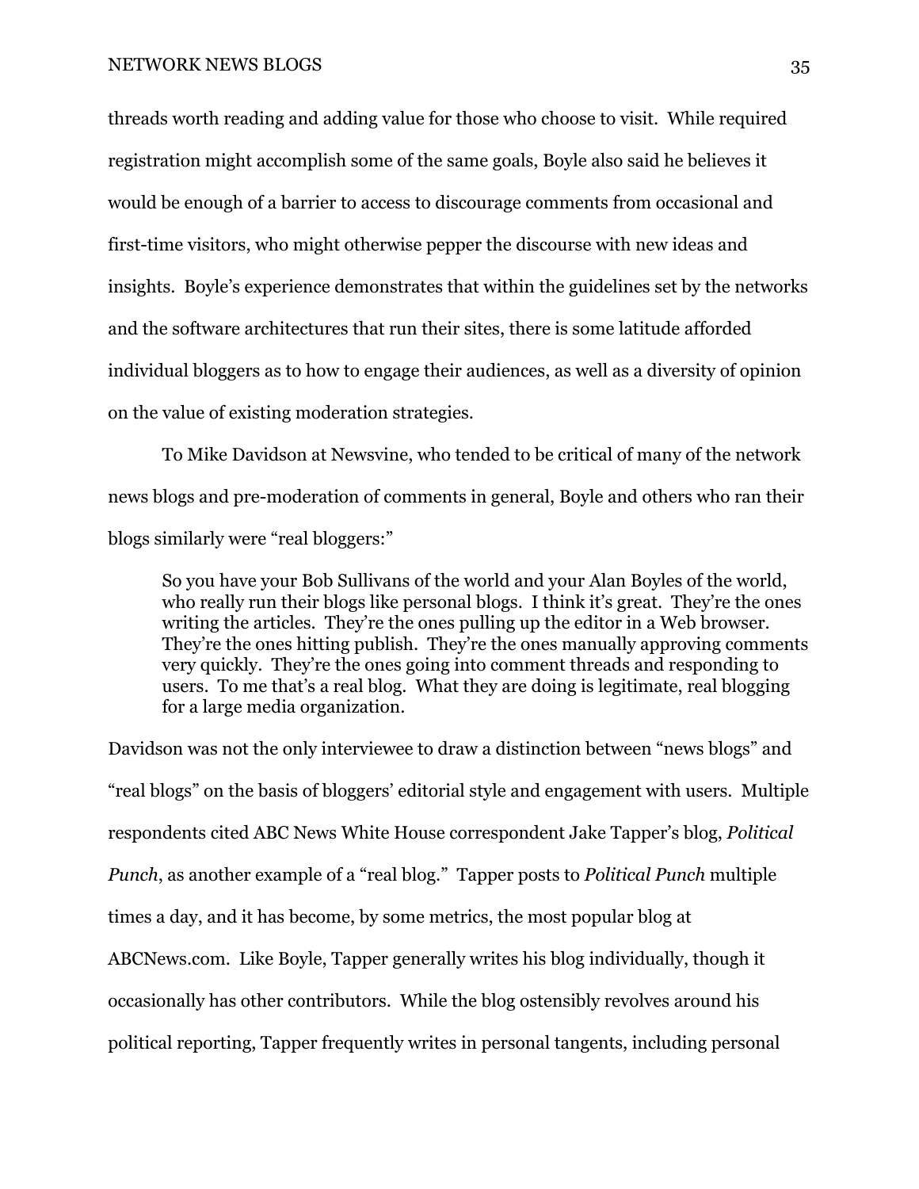threads worth reading and adding value for those who choose to visit. While required registration might accomplish some of the same goals, Boyle also said he believes it would be enough of a barrier to access to discourage comments from occasional and first-time visitors, who might otherwise pepper the discourse with new ideas and insights. Boyle's experience demonstrates that within the guidelines set by the networks and the software architectures that run their sites, there is some latitude afforded individual bloggers as to how to engage their audiences, as well as a diversity of opinion on the value of existing moderation strategies.

To Mike Davidson at Newsvine, who tended to be critical of many of the network news blogs and pre-moderation of comments in general, Boyle and others who ran their blogs similarly were "real bloggers:"

> So you have your Bob Sullivans of the world and your Alan Boyles of the world, who really run their blogs like personal blogs. I think it's great. They're the ones writing the articles. They're the ones pulling up the editor in a Web browser. They're the ones hitting publish. They're the ones manually approving comments very quickly. They're the ones going into comment threads and responding to users. To me that's a real blog. What they are doing is legitimate, real blogging for a large media organization.

Davidson was not the only interviewee to draw a distinction between "news blogs" and "real blogs" on the basis of bloggers' editorial style and engagement with users. Multiple respondents cited ABC News White House correspondent Jake Tapper's blog, *Political Punch*, as another example of a "real blog." Tapper posts to *Political Punch* multiple times a day, and it has become, by some metrics, the most popular blog at ABCNews.com. Like Boyle, Tapper generally writes his blog individually, though it occasionally has other contributors. While the blog ostensibly revolves around his political reporting, Tapper frequently writes in personal tangents, including personal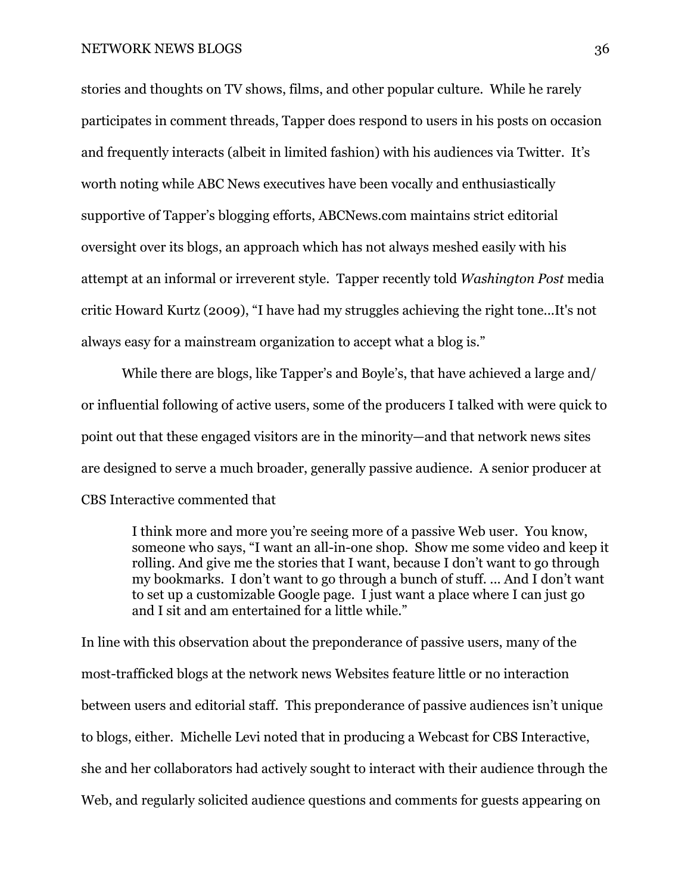stories and thoughts on TV shows, films, and other popular culture. While he rarely participates in comment threads, Tapper does respond to users in his posts on occasion and frequently interacts (albeit in limited fashion) with his audiences via Twitter. It's worth noting while ABC News executives have been vocally and enthusiastically supportive of Tapper's blogging efforts, ABCNews.com maintains strict editorial oversight over its blogs, an approach which has not always meshed easily with his attempt at an informal or irreverent style. Tapper recently told *Washington Post* media critic Howard Kurtz (2009), "I have had my struggles achieving the right tone…It's not always easy for a mainstream organization to accept what a blog is."

While there are blogs, like Tapper's and Boyle's, that have achieved a large and/or influential following of active users, some of the producers I talked with were quick to point out that these engaged visitors are in the minority—and that network news sites are designed to serve a much broader, generally passive audience. A senior producer at CBS Interactive commented that

> I think more and more you're seeing more of a passive Web user. You know, someone who says, "I want an all-in-one shop. Show me some video and keep it rolling. And give me the stories that I want, because I don't want to go through my bookmarks. I don't want to go through a bunch of stuff. … And I don't want to set up a customizable Google page. I just want a place where I can just go and I sit and am entertained for a little while."

In line with this observation about the preponderance of passive users, many of the most-trafficked blogs at the network news Websites feature little or no interaction between users and editorial staff. This preponderance of passive audiences isn't unique to blogs, either. Michelle Levi noted that in producing a Webcast for CBS Interactive, she and her collaborators had actively sought to interact with their audience through the Web, and regularly solicited audience questions and comments for guests appearing on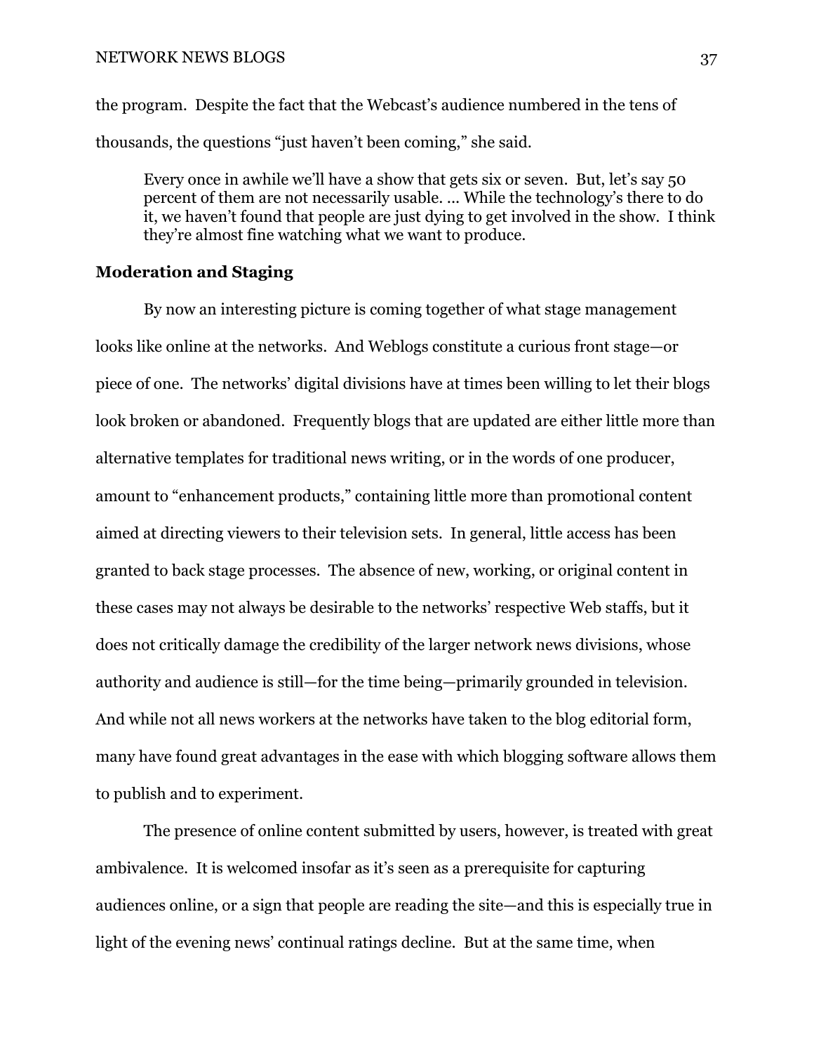the program. Despite the fact that the Webcast's audience numbered in the tens of thousands, the questions "just haven't been coming," she said.

> Every once in awhile we'll have a show that gets six or seven. But, let's say 50 percent of them are not necessarily usable. … While the technology's there to do it, we haven't found that people are just dying to get involved in the show. I think they're almost fine watching what we want to produce.

**Moderation and Staging**

By now an interesting picture is coming together of what stage management looks like online at the networks. And Weblogs constitute a curious front stage—or piece of one. The networks' digital divisions have at times been willing to let their blogs look broken or abandoned. Frequently blogs that are updated are either little more than alternative templates for traditional news writing, or in the words of one producer, amount to "enhancement products," containing little more than promotional content aimed at directing viewers to their television sets. In general, little access has been granted to back stage processes. The absence of new, working, or original content in these cases may not always be desirable to the networks' respective Web staffs, but it does not critically damage the credibility of the larger network news divisions, whose authority and audience is still—for the time being—primarily grounded in television. And while not all news workers at the networks have taken to the blog editorial form, many have found great advantages in the ease with which blogging software allows them to publish and to experiment.

The presence of online content submitted by users, however, is treated with great ambivalence. It is welcomed insofar as it's seen as a prerequisite for capturing audiences online, or a sign that people are reading the site—and this is especially true in light of the evening news' continual ratings decline. But at the same time, when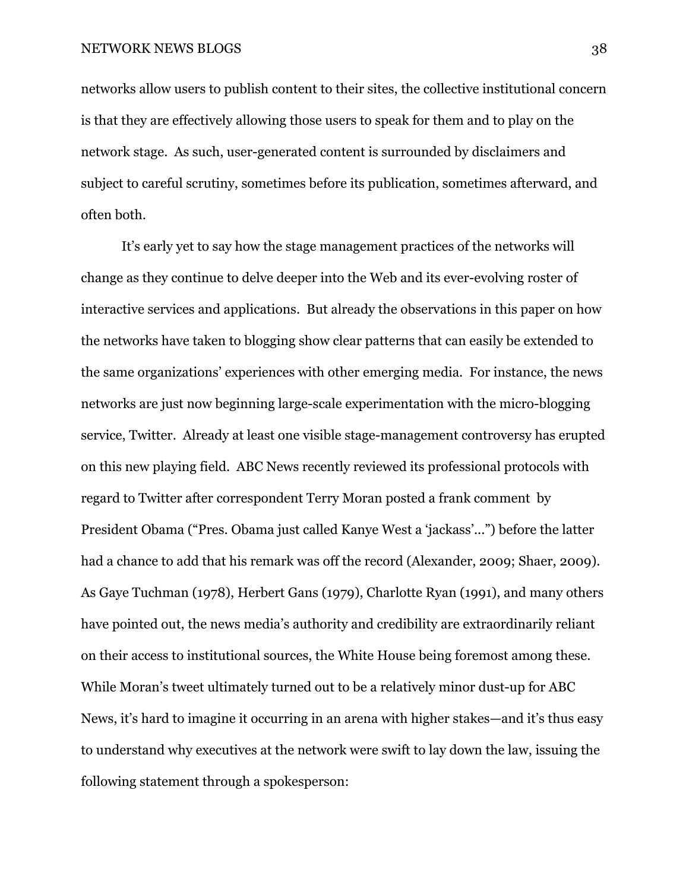networks allow users to publish content to their sites, the collective institutional concern is that they are effectively allowing those users to speak for them and to play on the network stage. As such, user-generated content is surrounded by disclaimers and subject to careful scrutiny, sometimes before its publication, sometimes afterward, and often both.

It's early yet to say how the stage management practices of the networks will change as they continue to delve deeper into the Web and its ever-evolving roster of interactive services and applications. But already the observations in this paper on how the networks have taken to blogging show clear patterns that can easily be extended to the same organizations' experiences with other emerging media. For instance, the news networks are just now beginning large-scale experimentation with the micro-blogging service, Twitter. Already at least one visible stage-management controversy has erupted on this new playing field. ABC News recently reviewed its professional protocols with regard to Twitter after correspondent Terry Moran posted a frank comment by President Obama ("Pres. Obama just called Kanye West a 'jackass'…") before the latter had a chance to add that his remark was off the record (Alexander, 2009; Shaer, 2009). As Gaye Tuchman (1978), Herbert Gans (1979), Charlotte Ryan (1991), and many others have pointed out, the news media's authority and credibility are extraordinarily reliant on their access to institutional sources, the White House being foremost among these. While Moran's tweet ultimately turned out to be a relatively minor dust-up for ABC News, it's hard to imagine it occurring in an arena with higher stakes—and it's thus easy to understand why executives at the network were swift to lay down the law, issuing the following statement through a spokesperson: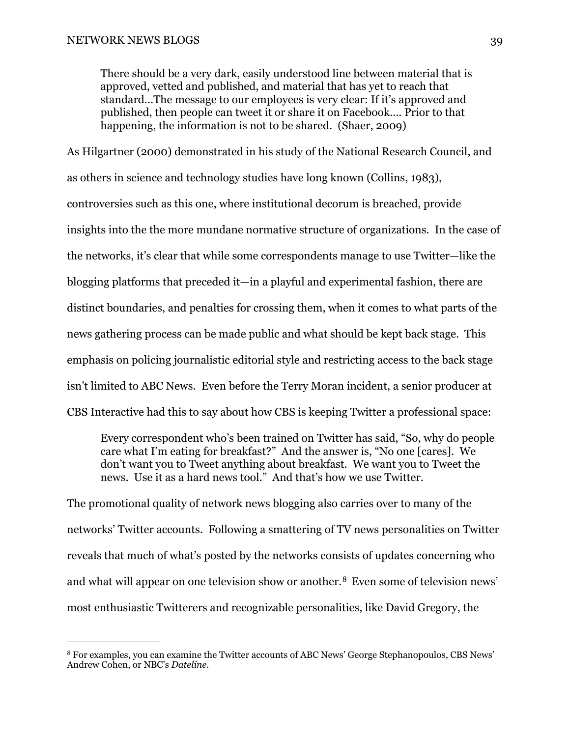> There should be a very dark, easily understood line between material that is approved, vetted and published, and material that has yet to reach that standard…The message to our employees is very clear: If it's approved and published, then people can tweet it or share it on Facebook…. Prior to that happening, the information is not to be shared. (Shaer, 2009)

As Hilgartner (2000) demonstrated in his study of the National Research Council, and as others in science and technology studies have long known (Collins, 1983), controversies such as this one, where institutional decorum is breached, provide insights into the the more mundane normative structure of organizations. In the case of the networks, it's clear that while some correspondents manage to use Twitter—like the blogging platforms that preceded it—in a playful and experimental fashion, there are distinct boundaries, and penalties for crossing them, when it comes to what parts of the news gathering process can be made public and what should be kept back stage. This emphasis on policing journalistic editorial style and restricting access to the back stage isn't limited to ABC News. Even before the Terry Moran incident, a senior producer at CBS Interactive had this to say about how CBS is keeping Twitter a professional space:

> Every correspondent who's been trained on Twitter has said, "So, why do people care what I'm eating for breakfast?" And the answer is, "No one [cares]. We don't want you to Tweet anything about breakfast. We want you to Tweet the news. Use it as a hard news tool." And that's how we use Twitter.

The promotional quality of network news blogging also carries over to many of the networks' Twitter accounts. Following a smattering of TV news personalities on Twitter reveals that much of what's posted by the networks consists of updates concerning who and what will appear on one television show or another.[8] Even some of television news' most enthusiastic Twitterers and recognizable personalities, like David Gregory, the

---

[8] For examples, you can examine the Twitter accounts of ABC News' George Stephanopoulos, CBS News' Andrew Cohen, or NBC's *Dateline*.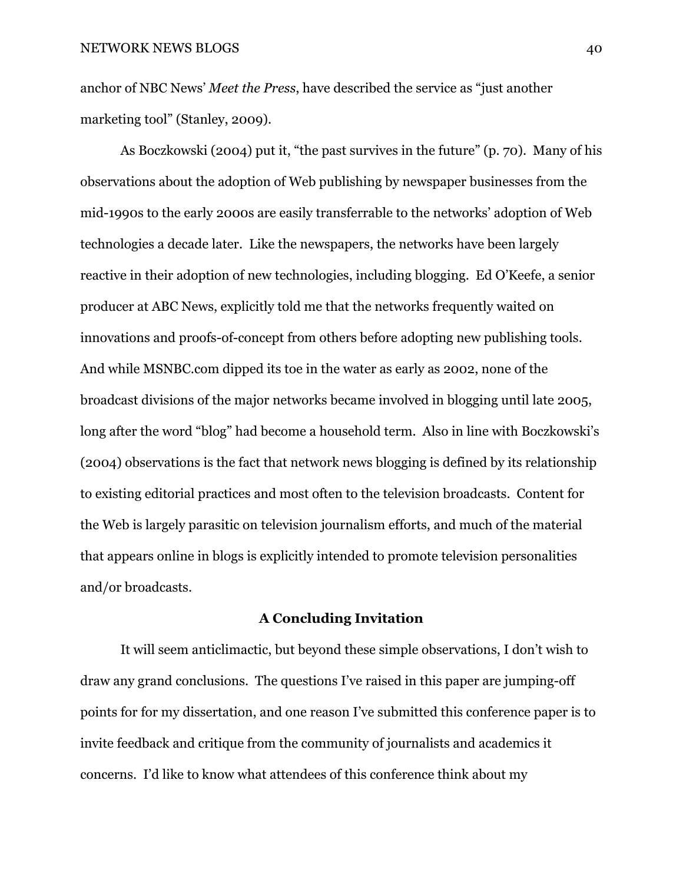anchor of NBC News' *Meet the Press*, have described the service as "just another marketing tool" (Stanley, 2009).

As Boczkowski (2004) put it, "the past survives in the future" (p. 70). Many of his observations about the adoption of Web publishing by newspaper businesses from the mid-1990s to the early 2000s are easily transferrable to the networks' adoption of Web technologies a decade later. Like the newspapers, the networks have been largely reactive in their adoption of new technologies, including blogging. Ed O'Keefe, a senior producer at ABC News, explicitly told me that the networks frequently waited on innovations and proofs-of-concept from others before adopting new publishing tools. And while MSNBC.com dipped its toe in the water as early as 2002, none of the broadcast divisions of the major networks became involved in blogging until late 2005, long after the word "blog" had become a household term. Also in line with Boczkowski's (2004) observations is the fact that network news blogging is defined by its relationship to existing editorial practices and most often to the television broadcasts. Content for the Web is largely parasitic on television journalism efforts, and much of the material that appears online in blogs is explicitly intended to promote television personalities and/or broadcasts.

## A Concluding Invitation

It will seem anticlimactic, but beyond these simple observations, I don't wish to draw any grand conclusions. The questions I've raised in this paper are jumping-off points for for my dissertation, and one reason I've submitted this conference paper is to invite feedback and critique from the community of journalists and academics it concerns. I'd like to know what attendees of this conference think about my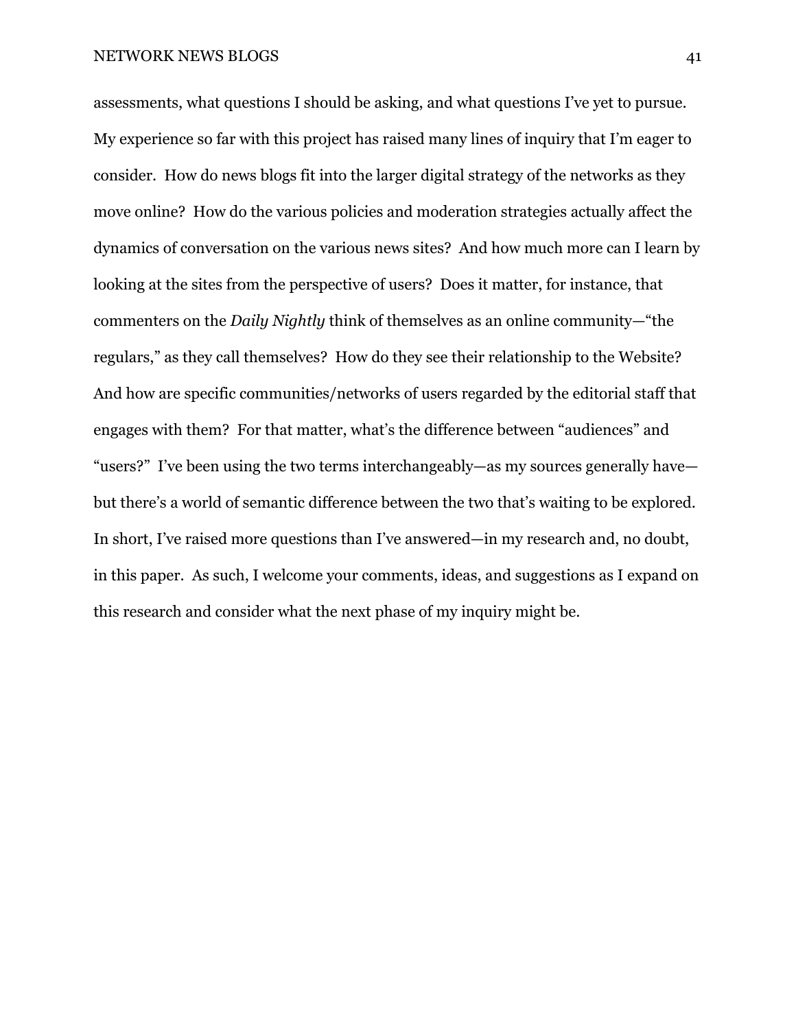assessments, what questions I should be asking, and what questions I've yet to pursue. My experience so far with this project has raised many lines of inquiry that I'm eager to consider. How do news blogs fit into the larger digital strategy of the networks as they move online? How do the various policies and moderation strategies actually affect the dynamics of conversation on the various news sites? And how much more can I learn by looking at the sites from the perspective of users? Does it matter, for instance, that commenters on the *Daily Nightly* think of themselves as an online community—"the regulars," as they call themselves? How do they see their relationship to the Website? And how are specific communities/networks of users regarded by the editorial staff that engages with them? For that matter, what's the difference between "audiences" and "users?" I've been using the two terms interchangeably—as my sources generally have—but there's a world of semantic difference between the two that's waiting to be explored. In short, I've raised more questions than I've answered—in my research and, no doubt, in this paper. As such, I welcome your comments, ideas, and suggestions as I expand on this research and consider what the next phase of my inquiry might be.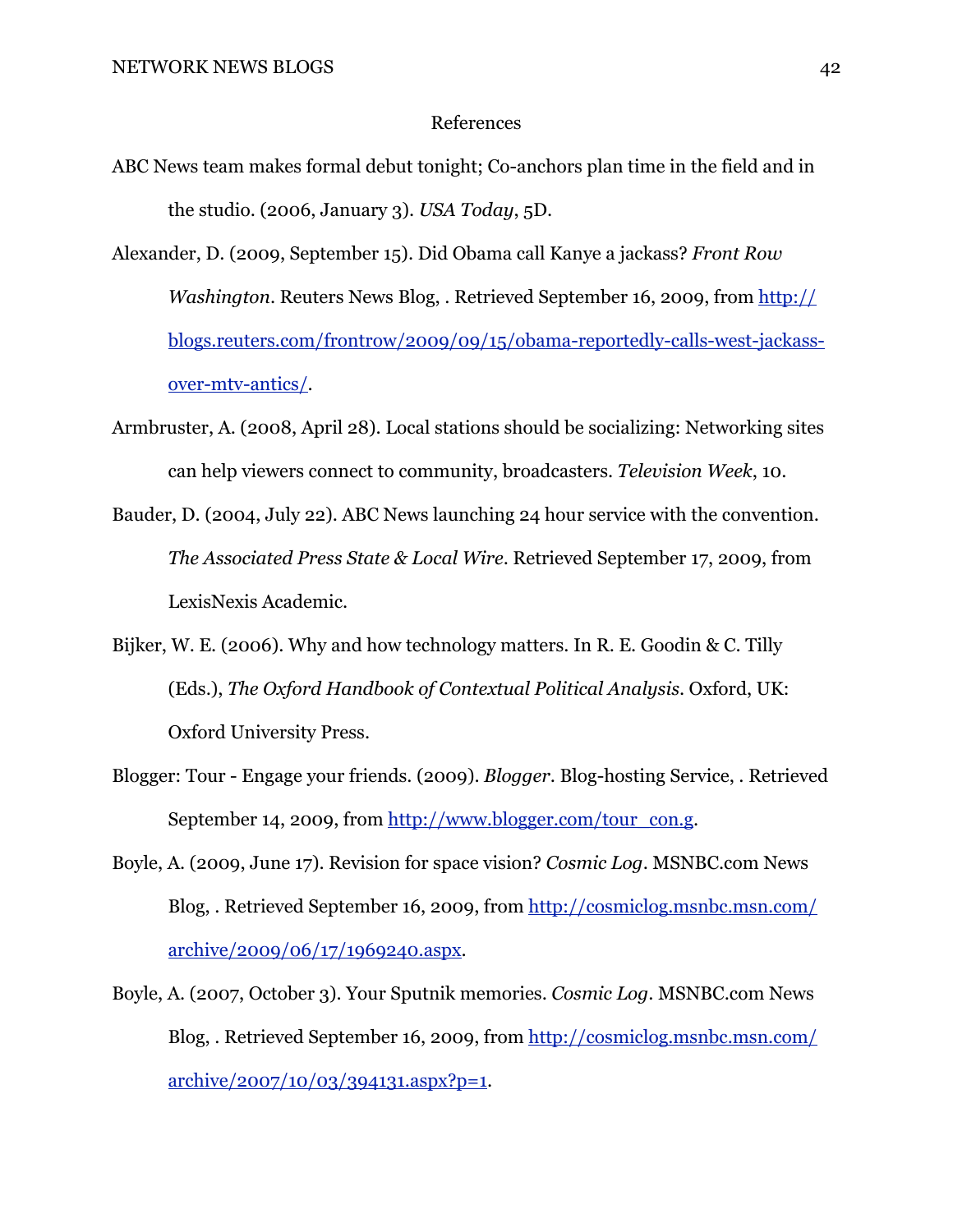# References

ABC News team makes formal debut tonight; Co-anchors plan time in the field and in the studio. (2006, January 3). *USA Today*, 5D.

Alexander, D. (2009, September 15). Did Obama call Kanye a jackass? *Front Row Washington*. Reuters News Blog, . Retrieved September 16, 2009, from http://blogs.reuters.com/frontrow/2009/09/15/obama-reportedly-calls-west-jackass-over-mtv-antics/.

Armbruster, A. (2008, April 28). Local stations should be socializing: Networking sites can help viewers connect to community, broadcasters. *Television Week*, 10.

Bauder, D. (2004, July 22). ABC News launching 24 hour service with the convention. *The Associated Press State & Local Wire*. Retrieved September 17, 2009, from LexisNexis Academic.

Bijker, W. E. (2006). Why and how technology matters. In R. E. Goodin & C. Tilly (Eds.), *The Oxford Handbook of Contextual Political Analysis*. Oxford, UK: Oxford University Press.

Blogger: Tour - Engage your friends. (2009). *Blogger*. Blog-hosting Service, . Retrieved September 14, 2009, from http://www.blogger.com/tour_con.g.

Boyle, A. (2009, June 17). Revision for space vision? *Cosmic Log*. MSNBC.com News Blog, . Retrieved September 16, 2009, from http://cosmiclog.msnbc.msn.com/archive/2009/06/17/1969240.aspx.

Boyle, A. (2007, October 3). Your Sputnik memories. *Cosmic Log*. MSNBC.com News Blog, . Retrieved September 16, 2009, from http://cosmiclog.msnbc.msn.com/archive/2007/10/03/394131.aspx?p=1.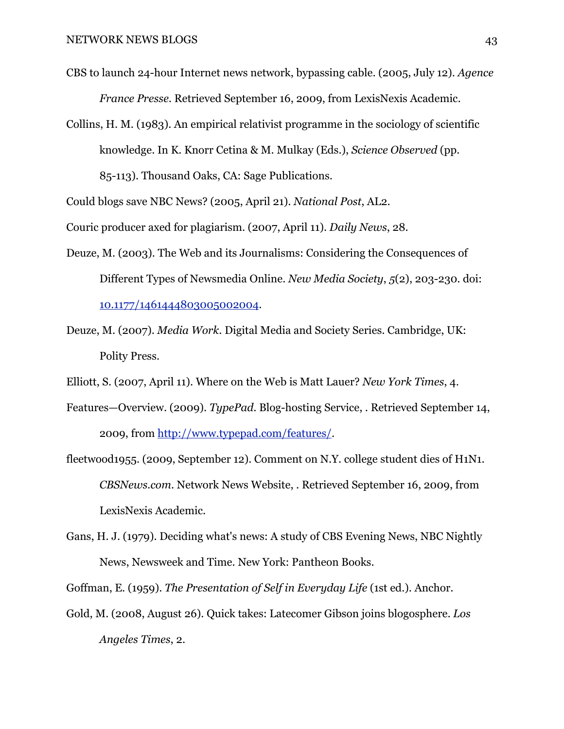CBS to launch 24-hour Internet news network, bypassing cable. (2005, July 12). *Agence France Presse*. Retrieved September 16, 2009, from LexisNexis Academic.

Collins, H. M. (1983). An empirical relativist programme in the sociology of scientific knowledge. In K. Knorr Cetina & M. Mulkay (Eds.), *Science Observed* (pp. 85-113). Thousand Oaks, CA: Sage Publications.

Could blogs save NBC News? (2005, April 21). *National Post*, AL2.

Couric producer axed for plagiarism. (2007, April 11). *Daily News*, 28.

Deuze, M. (2003). The Web and its Journalisms: Considering the Consequences of Different Types of Newsmedia Online. *New Media Society*, *5*(2), 203-230. doi: [10.1177/1461444803005002004](10.1177/1461444803005002004).

Deuze, M. (2007). *Media Work*. Digital Media and Society Series. Cambridge, UK: Polity Press.

Elliott, S. (2007, April 11). Where on the Web is Matt Lauer? *New York Times*, 4.

Features—Overview. (2009). *TypePad*. Blog-hosting Service, . Retrieved September 14, 2009, from [http://www.typepad.com/features/](http://www.typepad.com/features/).

fleetwood1955. (2009, September 12). Comment on N.Y. college student dies of H1N1. *CBSNews.com*. Network News Website, . Retrieved September 16, 2009, from LexisNexis Academic.

Gans, H. J. (1979). Deciding what's news: A study of CBS Evening News, NBC Nightly News, Newsweek and Time. New York: Pantheon Books.

Goffman, E. (1959). *The Presentation of Self in Everyday Life* (1st ed.). Anchor.

Gold, M. (2008, August 26). Quick takes: Latecomer Gibson joins blogosphere. *Los Angeles Times*, 2.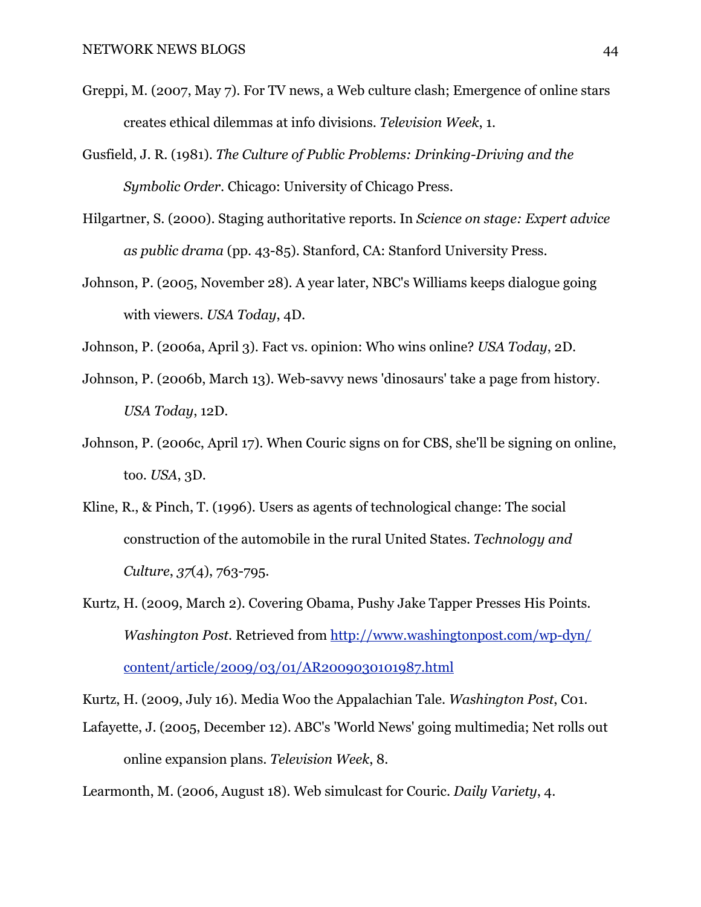Greppi, M. (2007, May 7). For TV news, a Web culture clash; Emergence of online stars creates ethical dilemmas at info divisions. *Television Week*, 1.

Gusfield, J. R. (1981). *The Culture of Public Problems: Drinking-Driving and the Symbolic Order*. Chicago: University of Chicago Press.

Hilgartner, S. (2000). Staging authoritative reports. In *Science on stage: Expert advice as public drama* (pp. 43-85). Stanford, CA: Stanford University Press.

Johnson, P. (2005, November 28). A year later, NBC's Williams keeps dialogue going with viewers. *USA Today*, 4D.

Johnson, P. (2006a, April 3). Fact vs. opinion: Who wins online? *USA Today*, 2D.

Johnson, P. (2006b, March 13). Web-savvy news 'dinosaurs' take a page from history. *USA Today*, 12D.

Johnson, P. (2006c, April 17). When Couric signs on for CBS, she'll be signing on online, too. *USA*, 3D.

Kline, R., & Pinch, T. (1996). Users as agents of technological change: The social construction of the automobile in the rural United States. *Technology and Culture*, *37*(4), 763-795.

Kurtz, H. (2009, March 2). Covering Obama, Pushy Jake Tapper Presses His Points. *Washington Post*. Retrieved from [http://www.washingtonpost.com/wp-dyn/content/article/2009/03/01/AR2009030101987.html](http://www.washingtonpost.com/wp-dyn/content/article/2009/03/01/AR2009030101987.html)

Kurtz, H. (2009, July 16). Media Woo the Appalachian Tale. *Washington Post*, C01.

Lafayette, J. (2005, December 12). ABC's 'World News' going multimedia; Net rolls out online expansion plans. *Television Week*, 8.

Learmonth, M. (2006, August 18). Web simulcast for Couric. *Daily Variety*, 4.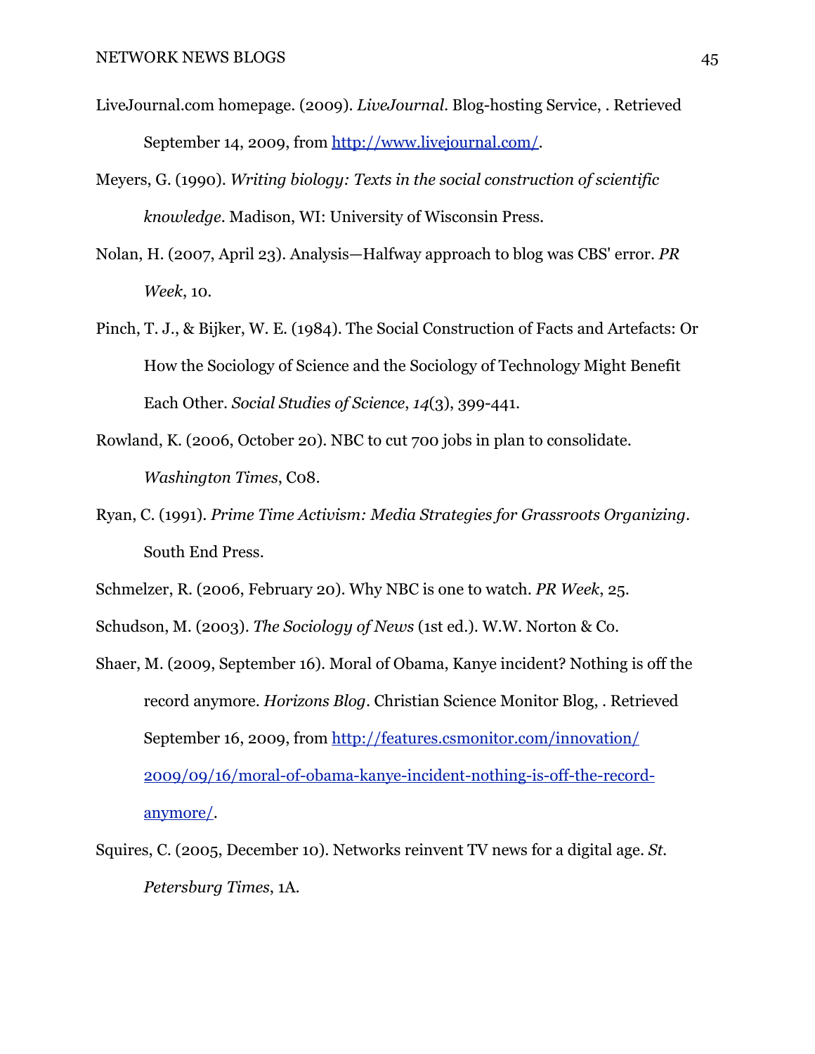LiveJournal.com homepage. (2009). *LiveJournal*. Blog-hosting Service, . Retrieved September 14, 2009, from http://www.livejournal.com/.

Meyers, G. (1990). *Writing biology: Texts in the social construction of scientific knowledge*. Madison, WI: University of Wisconsin Press.

Nolan, H. (2007, April 23). Analysis—Halfway approach to blog was CBS' error. *PR Week*, 10.

Pinch, T. J., & Bijker, W. E. (1984). The Social Construction of Facts and Artefacts: Or How the Sociology of Science and the Sociology of Technology Might Benefit Each Other. *Social Studies of Science*, *14*(3), 399-441.

Rowland, K. (2006, October 20). NBC to cut 700 jobs in plan to consolidate. *Washington Times*, C08.

Ryan, C. (1991). *Prime Time Activism: Media Strategies for Grassroots Organizing*. South End Press.

Schmelzer, R. (2006, February 20). Why NBC is one to watch. *PR Week*, 25.

Schudson, M. (2003). *The Sociology of News* (1st ed.). W.W. Norton & Co.

Shaer, M. (2009, September 16). Moral of Obama, Kanye incident? Nothing is off the record anymore. *Horizons Blog*. Christian Science Monitor Blog, . Retrieved September 16, 2009, from http://features.csmonitor.com/innovation/2009/09/16/moral-of-obama-kanye-incident-nothing-is-off-the-record-anymore/.

Squires, C. (2005, December 10). Networks reinvent TV news for a digital age. *St. Petersburg Times*, 1A.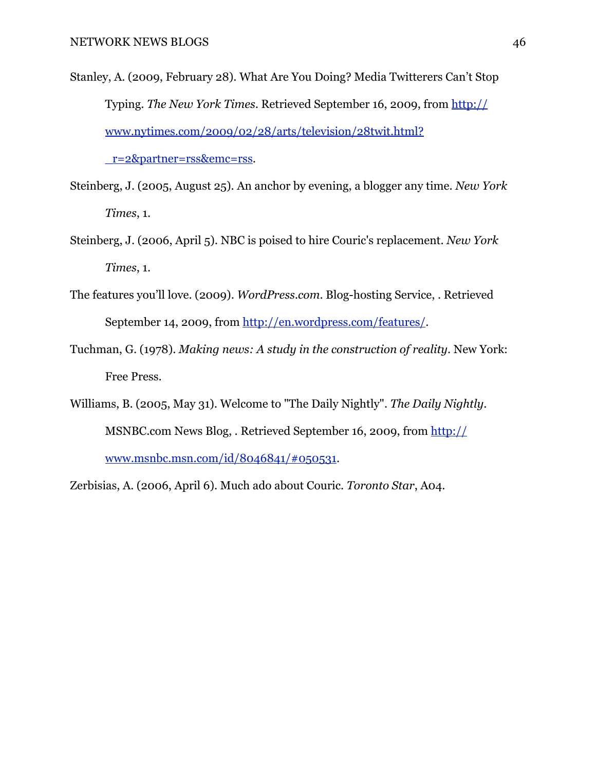Stanley, A. (2009, February 28). What Are You Doing? Media Twitterers Can't Stop Typing. *The New York Times*. Retrieved September 16, 2009, from http://www.nytimes.com/2009/02/28/arts/television/28twit.html?_r=2&partner=rss&emc=rss.

Steinberg, J. (2005, August 25). An anchor by evening, a blogger any time. *New York Times*, 1.

Steinberg, J. (2006, April 5). NBC is poised to hire Couric's replacement. *New York Times*, 1.

The features you'll love. (2009). *WordPress.com*. Blog-hosting Service, . Retrieved September 14, 2009, from http://en.wordpress.com/features/.

Tuchman, G. (1978). *Making news: A study in the construction of reality*. New York: Free Press.

Williams, B. (2005, May 31). Welcome to "The Daily Nightly". *The Daily Nightly*. MSNBC.com News Blog, . Retrieved September 16, 2009, from http://www.msnbc.msn.com/id/8046841/#050531.

Zerbisias, A. (2006, April 6). Much ado about Couric. *Toronto Star*, A04.